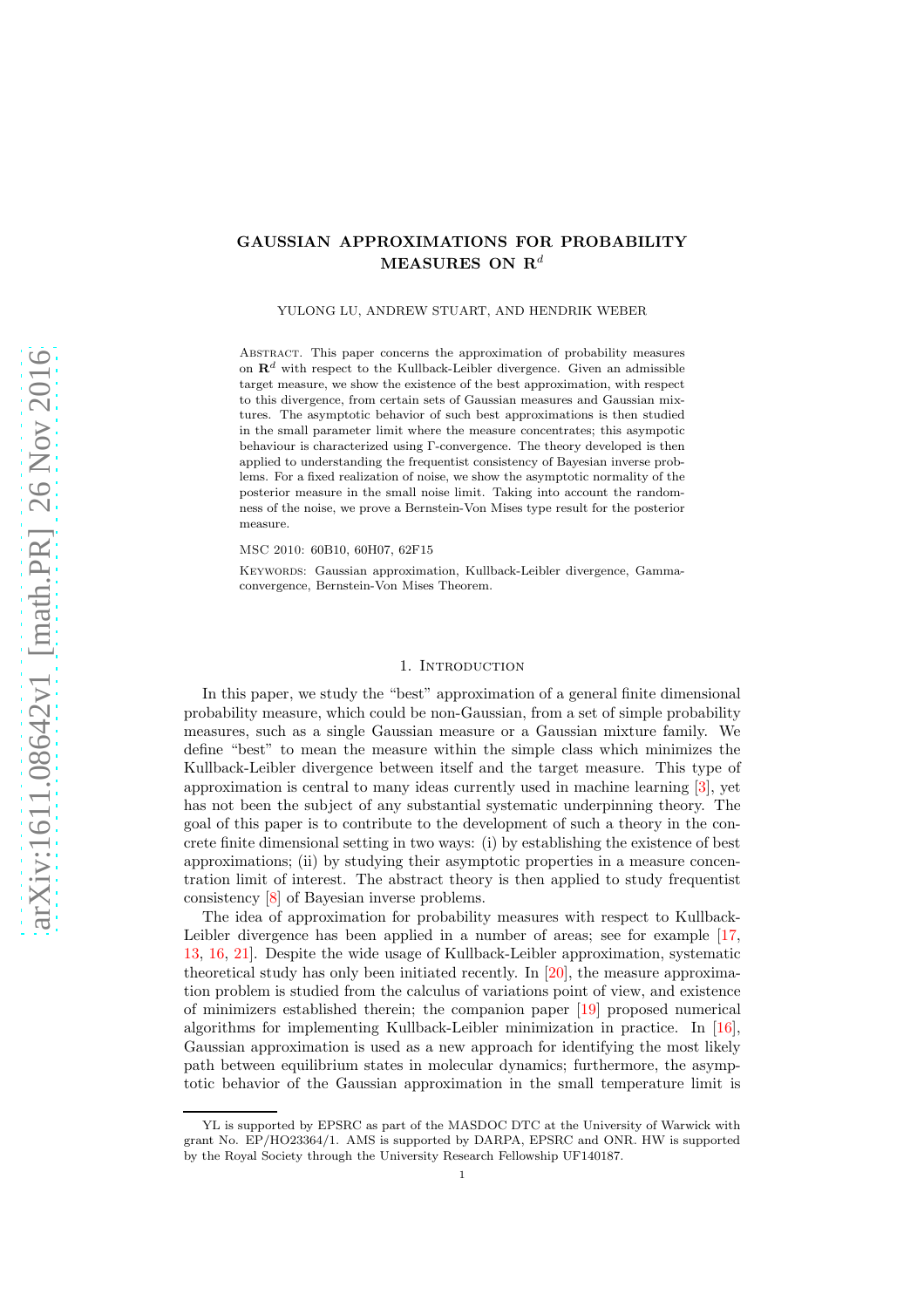# GAUSSIAN APPROXIMATIONS FOR PROBABILITY MEASURES ON $\mathbf{R}^d$

YULONG LU, ANDREW STUART, AND HENDRIK WEBER

Abstract. This paper concerns the approximation of probability measures on $\mathbf{R}^d$ with respect to the Kullback-Leibler divergence. Given an admissible target measure, we show the existence of the best approximation, with respect to this divergence, from certain sets of Gaussian measures and Gaussian mixtures. The asymptotic behavior of such best approximations is then studied in the small parameter limit where the measure concentrates; this asympotic behaviour is characterized using Γ-convergence. The theory developed is then applied to understanding the frequentist consistency of Bayesian inverse problems. For a fixed realization of noise, we show the asymptotic normality of the posterior measure in the small noise limit. Taking into account the randomness of the noise, we prove a Bernstein-Von Mises type result for the posterior measure.

MSC 2010: 60B10, 60H07, 62F15

Keywords: Gaussian approximation, Kullback-Leibler divergence, Gamma-convergence, Bernstein-Von Mises Theorem.

## 1. Introduction

In this paper, we study the "best" approximation of a general finite dimensional probability measure, which could be non-Gaussian, from a set of simple probability measures, such as a single Gaussian measure or a Gaussian mixture family. We define "best" to mean the measure within the simple class which minimizes the Kullback-Leibler divergence between itself and the target measure. This type of approximation is central to many ideas currently used in machine learning [3], yet has not been the subject of any substantial systematic underpinning theory. The goal of this paper is to contribute to the development of such a theory in the concrete finite dimensional setting in two ways: (i) by establishing the existence of best approximations; (ii) by studying their asymptotic properties in a measure concentration limit of interest. The abstract theory is then applied to study frequentist consistency [8] of Bayesian inverse problems.

The idea of approximation for probability measures with respect to Kullback-Leibler divergence has been applied in a number of areas; see for example [17, 13, 16, 21]. Despite the wide usage of Kullback-Leibler approximation, systematic theoretical study has only been initiated recently. In [20], the measure approximation problem is studied from the calculus of variations point of view, and existence of minimizers established therein; the companion paper [19] proposed numerical algorithms for implementing Kullback-Leibler minimization in practice. In [16], Gaussian approximation is used as a new approach for identifying the most likely path between equilibrium states in molecular dynamics; furthermore, the asymptotic behavior of the Gaussian approximation in the small temperature limit is

YL is supported by EPSRC as part of the MASDOC DTC at the University of Warwick with grant No. EP/HO23364/1. AMS is supported by DARPA, EPSRC and ONR. HW is supported by the Royal Society through the University Research Fellowship UF140187.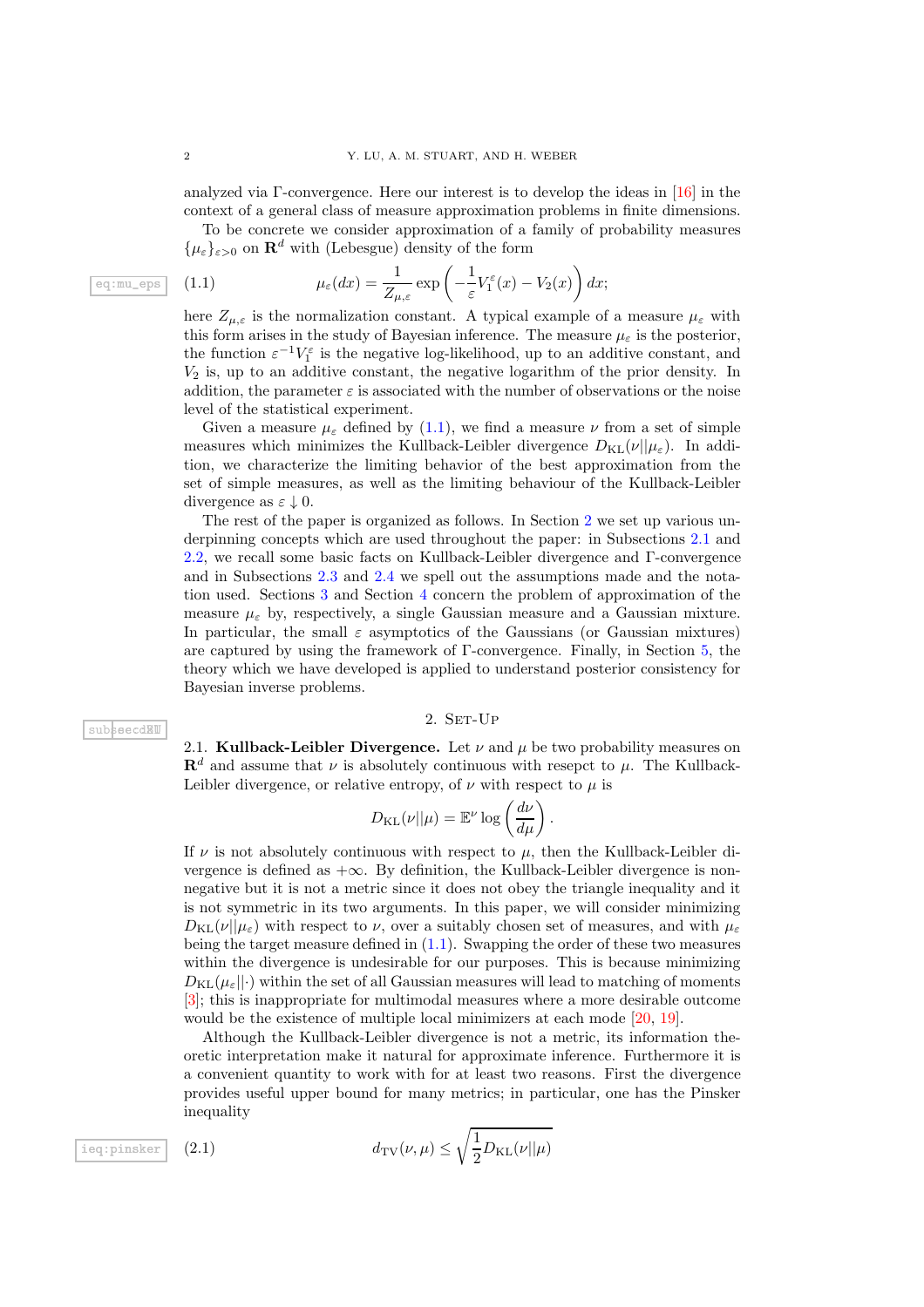analyzed via Γ-convergence. Here our interest is to develop the ideas in [16] in the context of a general class of measure approximation problems in finite dimensions.

To be concrete we consider approximation of a family of probability measures $\{\mu_\varepsilon\}_{\varepsilon>0}$ on $\mathbf{R}^d$ with (Lebesgue) density of the form

$$\mu_\varepsilon(dx) = \frac{1}{Z_{\mu,\varepsilon}} \exp\left(-\frac{1}{\varepsilon}V_1^\varepsilon(x) - V_2(x)\right) dx; \tag{1.1}$$

here $Z_{\mu,\varepsilon}$ is the normalization constant. A typical example of a measure $\mu_\varepsilon$ with this form arises in the study of Bayesian inference. The measure $\mu_\varepsilon$ is the posterior, the function $\varepsilon^{-1}V_1^\varepsilon$ is the negative log-likelihood, up to an additive constant, and $V_2$ is, up to an additive constant, the negative logarithm of the prior density. In addition, the parameter $\varepsilon$ is associated with the number of observations or the noise level of the statistical experiment.

Given a measure $\mu_\varepsilon$ defined by (1.1), we find a measure $\nu$ from a set of simple measures which minimizes the Kullback-Leibler divergence $D_{\mathrm{KL}}(\nu||\mu_\varepsilon)$. In addition, we characterize the limiting behavior of the best approximation from the set of simple measures, as well as the limiting behaviour of the Kullback-Leibler divergence as $\varepsilon \downarrow 0$.

The rest of the paper is organized as follows. In Section 2 we set up various underpinning concepts which are used throughout the paper: in Subsections 2.1 and 2.2, we recall some basic facts on Kullback-Leibler divergence and Γ-convergence and in Subsections 2.3 and 2.4 we spell out the assumptions made and the notation used. Sections 3 and Section 4 concern the problem of approximation of the measure $\mu_\varepsilon$ by, respectively, a single Gaussian measure and a Gaussian mixture. In particular, the small $\varepsilon$ asymptotics of the Gaussians (or Gaussian mixtures) are captured by using the framework of Γ-convergence. Finally, in Section 5, the theory which we have developed is applied to understand posterior consistency for Bayesian inverse problems.

## 2. Set-Up

**2.1. Kullback-Leibler Divergence.** Let $\nu$ and $\mu$ be two probability measures on $\mathbf{R}^d$ and assume that $\nu$ is absolutely continuous with resepct to $\mu$. The Kullback-Leibler divergence, or relative entropy, of $\nu$ with respect to $\mu$ is

$$D_{\mathrm{KL}}(\nu||\mu) = \mathbb{E}^\nu \log\left(\frac{d\nu}{d\mu}\right).$$

If $\nu$ is not absolutely continuous with respect to $\mu$, then the Kullback-Leibler divergence is defined as $+\infty$. By definition, the Kullback-Leibler divergence is non-negative but it is not a metric since it does not obey the triangle inequality and it is not symmetric in its two arguments. In this paper, we will consider minimizing $D_{\mathrm{KL}}(\nu||\mu_\varepsilon)$ with respect to $\nu$, over a suitably chosen set of measures, and with $\mu_\varepsilon$ being the target measure defined in (1.1). Swapping the order of these two measures within the divergence is undesirable for our purposes. This is because minimizing $D_{\mathrm{KL}}(\mu_\varepsilon||\cdot)$ within the set of all Gaussian measures will lead to matching of moments [3]; this is inappropriate for multimodal measures where a more desirable outcome would be the existence of multiple local minimizers at each mode [20, 19].

Although the Kullback-Leibler divergence is not a metric, its information theoretic interpretation make it natural for approximate inference. Furthermore it is a convenient quantity to work with for at least two reasons. First the divergence provides useful upper bound for many metrics; in particular, one has the Pinsker inequality

$$d_{\mathrm{TV}}(\nu,\mu) \le \sqrt{\frac{1}{2}D_{\mathrm{KL}}(\nu||\mu)} \tag{2.1}$$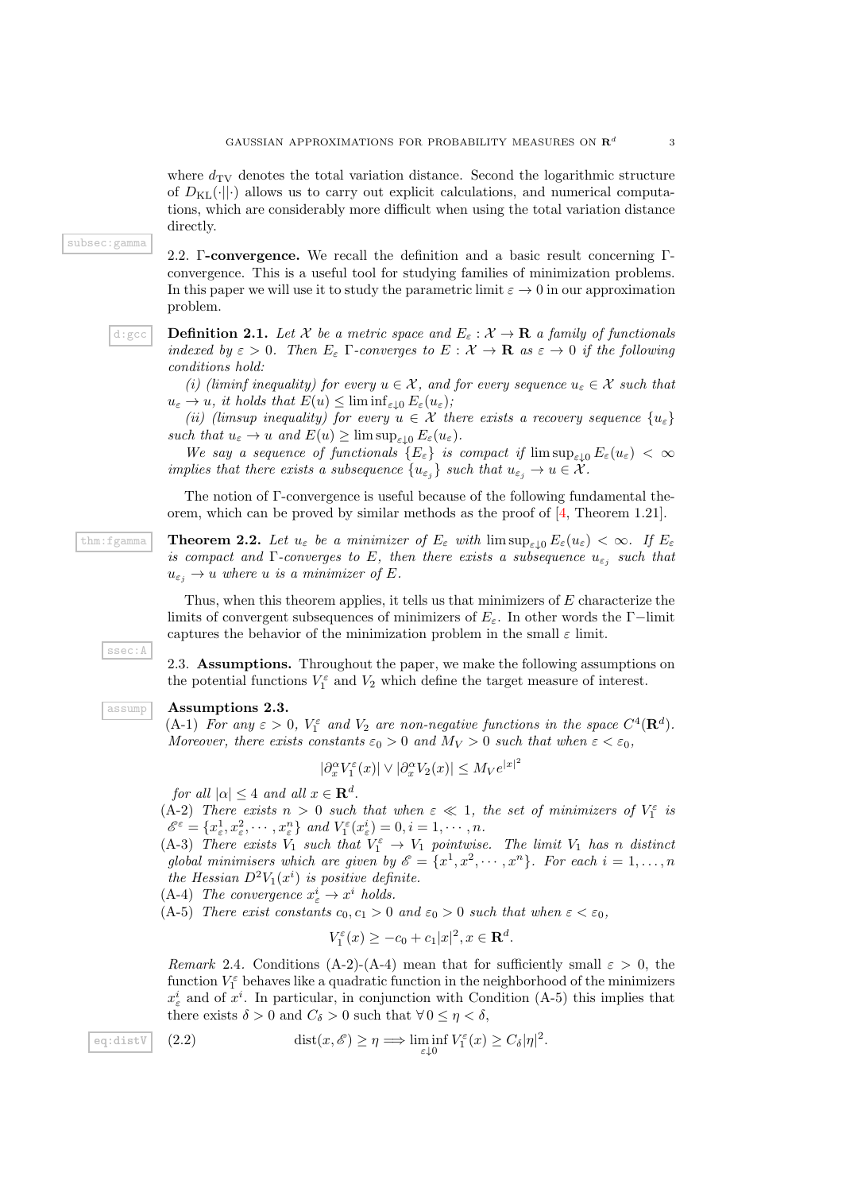where $d_{\mathrm{TV}}$ denotes the total variation distance. Second the logarithmic structure of $D_{\mathrm{KL}}(\cdot||\cdot)$ allows us to carry out explicit calculations, and numerical computations, which are considerably more difficult when using the total variation distance directly.

2.2. **Γ-convergence.** We recall the definition and a basic result concerning Γ-convergence. This is a useful tool for studying families of minimization problems. In this paper we will use it to study the parametric limit $\varepsilon \to 0$ in our approximation problem.

**Definition 2.1.** *Let $\mathcal{X}$ be a metric space and $E_\varepsilon : \mathcal{X} \to \mathbf{R}$ a family of functionals indexed by $\varepsilon > 0$. Then $E_\varepsilon$ Γ-converges to $E : \mathcal{X} \to \mathbf{R}$ as $\varepsilon \to 0$ if the following conditions hold:*

*(i) (liminf inequality) for every $u \in \mathcal{X}$, and for every sequence $u_\varepsilon \in \mathcal{X}$ such that $u_\varepsilon \to u$, it holds that $E(u) \le \liminf_{\varepsilon \downarrow 0} E_\varepsilon(u_\varepsilon)$;*

*(ii) (limsup inequality) for every $u \in \mathcal{X}$ there exists a recovery sequence $\{u_\varepsilon\}$ such that $u_\varepsilon \to u$ and $E(u) \ge \limsup_{\varepsilon \downarrow 0} E_\varepsilon(u_\varepsilon)$.*

*We say a sequence of functionals $\{E_\varepsilon\}$ is compact if $\limsup_{\varepsilon \downarrow 0} E_\varepsilon(u_\varepsilon) < \infty$ implies that there exists a subsequence $\{u_{\varepsilon_j}\}$ such that $u_{\varepsilon_j} \to u \in \mathcal{X}$.*

The notion of Γ-convergence is useful because of the following fundamental theorem, which can be proved by similar methods as the proof of [4, Theorem 1.21].

**Theorem 2.2.** *Let $u_\varepsilon$ be a minimizer of $E_\varepsilon$ with $\limsup_{\varepsilon \downarrow 0} E_\varepsilon(u_\varepsilon) < \infty$. If $E_\varepsilon$ is compact and Γ-converges to $E$, then there exists a subsequence $u_{\varepsilon_j}$ such that $u_{\varepsilon_j} \to u$ where $u$ is a minimizer of $E$.*

Thus, when this theorem applies, it tells us that minimizers of $E$ characterize the limits of convergent subsequences of minimizers of $E_\varepsilon$. In other words the Γ−limit captures the behavior of the minimization problem in the small $\varepsilon$ limit.

2.3. **Assumptions.** Throughout the paper, we make the following assumptions on the potential functions $V_1^\varepsilon$ and $V_2$ which define the target measure of interest.

**Assumptions 2.3.**

(A-1) *For any $\varepsilon > 0$, $V_1^\varepsilon$ and $V_2$ are non-negative functions in the space $C^4(\mathbf{R}^d)$. Moreover, there exists constants $\varepsilon_0 > 0$ and $M_V > 0$ such that when $\varepsilon < \varepsilon_0$,*

$$|\partial_x^\alpha V_1^\varepsilon(x)| \vee |\partial_x^\alpha V_2(x)| \le M_V e^{|x|^2}$$

*for all $|\alpha| \le 4$ and all $x \in \mathbf{R}^d$.*

(A-2) *There exists $n > 0$ such that when $\varepsilon \ll 1$, the set of minimizers of $V_1^\varepsilon$ is $\mathscr{E}^\varepsilon = \{x_\varepsilon^1, x_\varepsilon^2, \cdots, x_\varepsilon^n\}$ and $V_1^\varepsilon(x_\varepsilon^i) = 0, i = 1, \cdots, n$.*

(A-3) *There exists $V_1$ such that $V_1^\varepsilon \to V_1$ pointwise. The limit $V_1$ has $n$ distinct global minimisers which are given by $\mathscr{E} = \{x^1, x^2, \cdots, x^n\}$. For each $i = 1, \ldots, n$ the Hessian $D^2 V_1(x^i)$ is positive definite.*

(A-4) *The convergence $x_\varepsilon^i \to x^i$ holds.*

(A-5) *There exist constants $c_0, c_1 > 0$ and $\varepsilon_0 > 0$ such that when $\varepsilon < \varepsilon_0$,*

$$V_1^\varepsilon(x) \ge -c_0 + c_1|x|^2, x \in \mathbf{R}^d.$$

*Remark* 2.4. Conditions (A-2)-(A-4) mean that for sufficiently small $\varepsilon > 0$, the function $V_1^\varepsilon$ behaves like a quadratic function in the neighborhood of the minimizers $x_\varepsilon^i$ and of $x^i$. In particular, in conjunction with Condition (A-5) this implies that there exists $\delta > 0$ and $C_\delta > 0$ such that $\forall\, 0 \le \eta < \delta$,

$$\operatorname{dist}(x, \mathscr{E}) \ge \eta \Longrightarrow \liminf_{\varepsilon \downarrow 0} V_1^\varepsilon(x) \ge C_\delta |\eta|^2. \tag{2.2}$$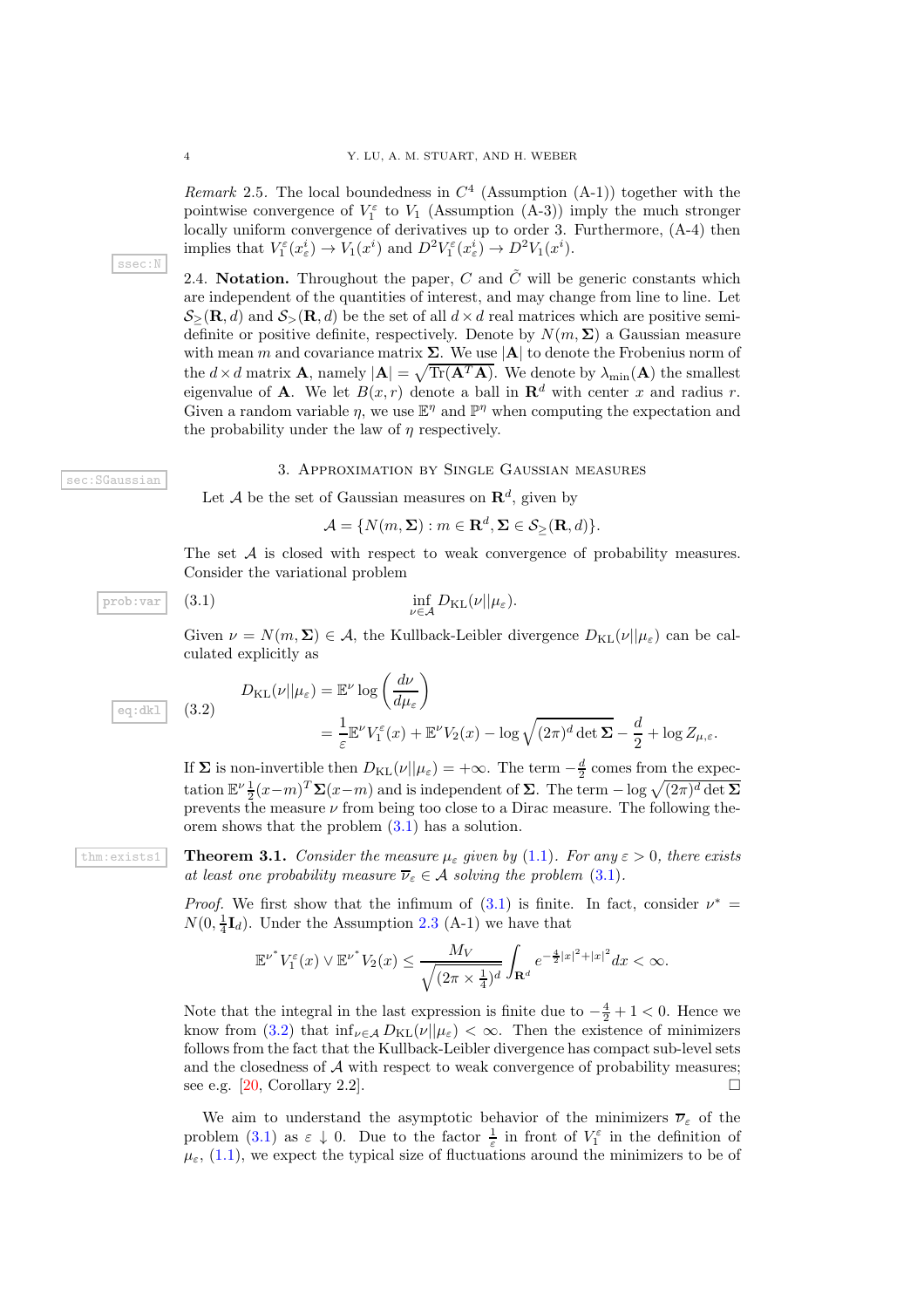*Remark* 2.5. The local boundedness in $C^4$ (Assumption (A-1)) together with the pointwise convergence of $V_1^\varepsilon$ to $V_1$ (Assumption (A-3)) imply the much stronger locally uniform convergence of derivatives up to order 3. Furthermore, (A-4) then implies that $V_1^\varepsilon(x_\varepsilon^i) \to V_1(x^i)$ and $D^2 V_1^\varepsilon(x_\varepsilon^i) \to D^2 V_1(x^i)$.

2.4. **Notation.** Throughout the paper, $C$ and $\tilde{C}$ will be generic constants which are independent of the quantities of interest, and may change from line to line. Let $\mathcal{S}_{\geq}(\mathbf{R}, d)$ and $\mathcal{S}_{>}(\mathbf{R}, d)$ be the set of all $d \times d$ real matrices which are positive semi-definite or positive definite, respectively. Denote by $N(m, \mathbf{\Sigma})$ a Gaussian measure with mean $m$ and covariance matrix $\mathbf{\Sigma}$. We use $|\mathbf{A}|$ to denote the Frobenius norm of the $d\times d$ matrix $\mathbf{A}$, namely $|\mathbf{A}| = \sqrt{\operatorname{Tr}(\mathbf{A}^T\mathbf{A})}$. We denote by $\lambda_{\min}(\mathbf{A})$ the smallest eigenvalue of $\mathbf{A}$. We let $B(x, r)$ denote a ball in $\mathbf{R}^d$ with center $x$ and radius $r$. Given a random variable $\eta$, we use $\mathbb{E}^\eta$ and $\mathbb{P}^\eta$ when computing the expectation and the probability under the law of $\eta$ respectively.

## 3. Approximation by Single Gaussian measures

Let $\mathcal{A}$ be the set of Gaussian measures on $\mathbf{R}^d$, given by

$$\mathcal{A} = \{N(m, \mathbf{\Sigma}) : m \in \mathbf{R}^d, \mathbf{\Sigma} \in \mathcal{S}_{\geq}(\mathbf{R}, d)\}.$$

The set $\mathcal{A}$ is closed with respect to weak convergence of probability measures. Consider the variational problem

$$\inf_{\nu \in \mathcal{A}} D_{\mathrm{KL}}(\nu || \mu_\varepsilon). \tag{3.1}$$

Given $\nu = N(m, \mathbf{\Sigma}) \in \mathcal{A}$, the Kullback-Leibler divergence $D_{\mathrm{KL}}(\nu||\mu_\varepsilon)$ can be calculated explicitly as

$$\begin{aligned} D_{\mathrm{KL}}(\nu||\mu_\varepsilon) &= \mathbb{E}^\nu \log\left(\frac{d\nu}{d\mu_\varepsilon}\right) \\ &= \frac{1}{\varepsilon}\mathbb{E}^\nu V_1^\varepsilon(x) + \mathbb{E}^\nu V_2(x) - \log\sqrt{(2\pi)^d \det \mathbf{\Sigma}} - \frac{d}{2} + \log Z_{\mu,\varepsilon}. \end{aligned} \tag{3.2}$$

If $\mathbf{\Sigma}$ is non-invertible then $D_{\mathrm{KL}}(\nu||\mu_\varepsilon) = +\infty$. The term $-\frac{d}{2}$ comes from the expectation $\mathbb{E}^\nu \frac{1}{2}(x-m)^T\mathbf{\Sigma}(x-m)$ and is independent of $\mathbf{\Sigma}$. The term $-\log\sqrt{(2\pi)^d \det \mathbf{\Sigma}}$ prevents the measure $\nu$ from being too close to a Dirac measure. The following theorem shows that the problem (3.1) has a solution.

**Theorem 3.1.** *Consider the measure $\mu_\varepsilon$ given by (1.1). For any $\varepsilon > 0$, there exists at least one probability measure $\overline{\nu}_\varepsilon \in \mathcal{A}$ solving the problem (3.1).*

*Proof.* We first show that the infimum of (3.1) is finite. In fact, consider $\nu^* = N(0, \frac{1}{4}\mathbf{I}_d)$. Under the Assumption 2.3 (A-1) we have that

$$\mathbb{E}^{\nu^*} V_1^\varepsilon(x) \vee \mathbb{E}^{\nu^*} V_2(x) \leq \frac{M_V}{\sqrt{(2\pi \times \frac{1}{4})^d}} \int_{\mathbf{R}^d} e^{-\frac{4}{2}|x|^2 + |x|^2} dx < \infty.$$

Note that the integral in the last expression is finite due to $-\frac{4}{2} + 1 < 0$. Hence we know from (3.2) that $\inf_{\nu\in\mathcal{A}} D_{\mathrm{KL}}(\nu||\mu_\varepsilon) < \infty$. Then the existence of minimizers follows from the fact that the Kullback-Leibler divergence has compact sub-level sets and the closedness of $\mathcal{A}$ with respect to weak convergence of probability measures; see e.g. [20, Corollary 2.2]. $\square$

We aim to understand the asymptotic behavior of the minimizers $\overline{\nu}_\varepsilon$ of the problem (3.1) as $\varepsilon \downarrow 0$. Due to the factor $\frac{1}{\varepsilon}$ in front of $V_1^\varepsilon$ in the definition of $\mu_\varepsilon$, (1.1), we expect the typical size of fluctuations around the minimizers to be of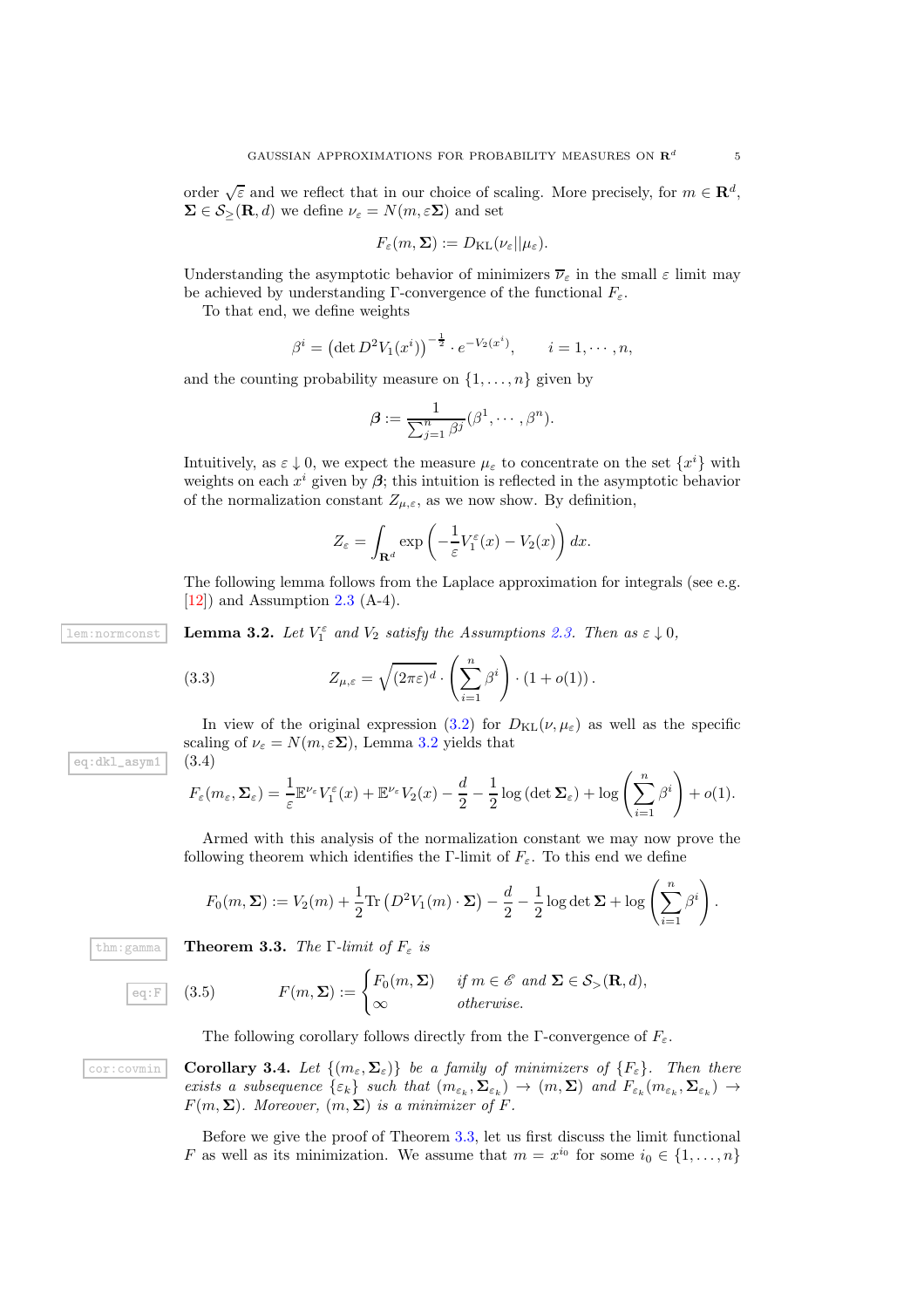order $\sqrt{\varepsilon}$ and we reflect that in our choice of scaling. More precisely, for $m \in \mathbf{R}^d$, $\mathbf{\Sigma} \in \mathcal{S}_{\geq}(\mathbf{R}, d)$ we define $\nu_\varepsilon = N(m, \varepsilon \mathbf{\Sigma})$ and set

$$F_\varepsilon(m, \mathbf{\Sigma}) := D_{\mathrm{KL}}(\nu_\varepsilon || \mu_\varepsilon).$$

Understanding the asymptotic behavior of minimizers $\overline{\nu}_\varepsilon$ in the small $\varepsilon$ limit may be achieved by understanding $\Gamma$-convergence of the functional $F_\varepsilon$.

To that end, we define weights

$$\beta^i = \left(\det D^2 V_1(x^i)\right)^{-\frac{1}{2}} \cdot e^{-V_2(x^i)}, \qquad i = 1, \cdots, n,$$

and the counting probability measure on $\{1, \ldots, n\}$ given by

$$\boldsymbol{\beta} := \frac{1}{\sum_{j=1}^n \beta^j} (\beta^1, \cdots, \beta^n).$$

Intuitively, as $\varepsilon \downarrow 0$, we expect the measure $\mu_\varepsilon$ to concentrate on the set $\{x^i\}$ with weights on each $x^i$ given by $\boldsymbol{\beta}$; this intuition is reflected in the asymptotic behavior of the normalization constant $Z_{\mu,\varepsilon}$, as we now show. By definition,

$$Z_\varepsilon = \int_{\mathbf{R}^d} \exp\left(-\frac{1}{\varepsilon} V_1^\varepsilon(x) - V_2(x)\right) dx.$$

The following lemma follows from the Laplace approximation for integrals (see e.g. [12]) and Assumption 2.3 (A-4).

**Lemma 3.2.** *Let $V_1^\varepsilon$ and $V_2$ satisfy the Assumptions 2.3. Then as $\varepsilon \downarrow 0$,*

$$Z_{\mu,\varepsilon} = \sqrt{(2\pi\varepsilon)^d} \cdot \left(\sum_{i=1}^n \beta^i\right) \cdot (1 + o(1)). \tag{3.3}$$

In view of the original expression (3.2) for $D_{\mathrm{KL}}(\nu, \mu_\varepsilon)$ as well as the specific scaling of $\nu_\varepsilon = N(m, \varepsilon\mathbf{\Sigma})$, Lemma 3.2 yields that

(3.4)
$$F_\varepsilon(m_\varepsilon, \mathbf{\Sigma}_\varepsilon) = \frac{1}{\varepsilon} \mathbb{E}^{\nu_\varepsilon} V_1^\varepsilon(x) + \mathbb{E}^{\nu_\varepsilon} V_2(x) - \frac{d}{2} - \frac{1}{2}\log\left(\det \mathbf{\Sigma}_\varepsilon\right) + \log\left(\sum_{i=1}^n \beta^i\right) + o(1).$$

Armed with this analysis of the normalization constant we may now prove the following theorem which identifies the $\Gamma$-limit of $F_\varepsilon$. To this end we define

$$F_0(m, \mathbf{\Sigma}) := V_2(m) + \frac{1}{2}\mathrm{Tr}\left(D^2 V_1(m) \cdot \mathbf{\Sigma}\right) - \frac{d}{2} - \frac{1}{2}\log\det \mathbf{\Sigma} + \log\left(\sum_{i=1}^n \beta^i\right).$$

**Theorem 3.3.** *The $\Gamma$-limit of $F_\varepsilon$ is*

$$F(m, \mathbf{\Sigma}) := \begin{cases} F_0(m, \mathbf{\Sigma}) & \text{if } m \in \mathscr{E} \text{ and } \mathbf{\Sigma} \in \mathcal{S}_>(\mathbf{R}, d), \\ \infty & \text{otherwise.} \end{cases} \tag{3.5}$$

The following corollary follows directly from the $\Gamma$-convergence of $F_\varepsilon$.

**Corollary 3.4.** *Let $\{(m_\varepsilon, \mathbf{\Sigma}_\varepsilon)\}$ be a family of minimizers of $\{F_\varepsilon\}$. Then there exists a subsequence $\{\varepsilon_k\}$ such that $(m_{\varepsilon_k}, \mathbf{\Sigma}_{\varepsilon_k}) \to (m, \mathbf{\Sigma})$ and $F_{\varepsilon_k}(m_{\varepsilon_k}, \mathbf{\Sigma}_{\varepsilon_k}) \to F(m, \mathbf{\Sigma})$. Moreover, $(m, \mathbf{\Sigma})$ is a minimizer of $F$.*

Before we give the proof of Theorem 3.3, let us first discuss the limit functional $F$ as well as its minimization. We assume that $m = x^{i_0}$ for some $i_0 \in \{1, \ldots, n\}$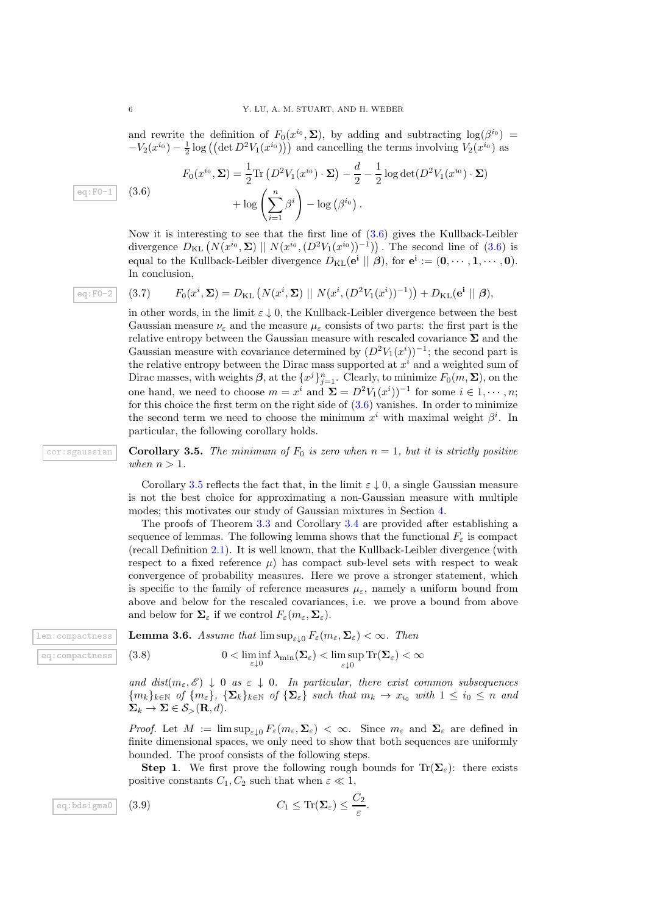and rewrite the definition of $F_0(x^{i_0}, \mathbf{\Sigma})$, by adding and subtracting $\log(\beta^{i_0}) = -V_2(x^{i_0}) - \frac{1}{2}\log\left(\left(\det D^2 V_1(x^{i_0})\right)\right)$ and cancelling the terms involving $V_2(x^{i_0})$ as

$$
\begin{aligned}
F_0(x^{i_0}, \mathbf{\Sigma}) = \frac{1}{2}\mathrm{Tr}\left(D^2 V_1(x^{i_0}) \cdot \mathbf{\Sigma}\right) - \frac{d}{2} - \frac{1}{2}\log\det(D^2 V_1(x^{i_0}) \cdot \mathbf{\Sigma}) \\
+ \log\left(\sum_{i=1}^{n} \beta^i\right) - \log\left(\beta^{i_0}\right).
\end{aligned}
\tag{3.6}
$$

Now it is interesting to see that the first line of (3.6) gives the Kullback-Leibler divergence $D_{\mathrm{KL}}\left(N(x^{i_0}, \mathbf{\Sigma}) \mid\mid N(x^{i_0}, (D^2 V_1(x^{i_0}))^{-1})\right)$. The second line of (3.6) is equal to the Kullback-Leibler divergence $D_{\mathrm{KL}}(\mathbf{e}^{\mathbf{i}} \mid\mid \boldsymbol{\beta})$, for $\mathbf{e}^{\mathbf{i}} := (\mathbf{0}, \cdots, \mathbf{1}, \cdots, \mathbf{0})$. In conclusion,

$$
F_0(x^i, \mathbf{\Sigma}) = D_{\mathrm{KL}}\left(N(x^i, \mathbf{\Sigma}) \mid\mid N(x^i, (D^2 V_1(x^i))^{-1})\right) + D_{\mathrm{KL}}(\mathbf{e}^{\mathbf{i}} \mid\mid \boldsymbol{\beta}),
\tag{3.7}
$$

in other words, in the limit $\varepsilon \downarrow 0$, the Kullback-Leibler divergence between the best Gaussian measure $\nu_\varepsilon$ and the measure $\mu_\varepsilon$ consists of two parts: the first part is the relative entropy between the Gaussian measure with rescaled covariance $\mathbf{\Sigma}$ and the Gaussian measure with covariance determined by $(D^2 V_1(x^i))^{-1}$; the second part is the relative entropy between the Dirac mass supported at $x^i$ and a weighted sum of Dirac masses, with weights $\boldsymbol{\beta}$, at the $\{x^j\}_{j=1}^n$. Clearly, to minimize $F_0(m, \mathbf{\Sigma})$, on the one hand, we need to choose $m = x^i$ and $\mathbf{\Sigma} = D^2 V_1(x^i))^{-1}$ for some $i \in 1, \cdots, n$; for this choice the first term on the right side of (3.6) vanishes. In order to minimize the second term we need to choose the minimum $x^i$ with maximal weight $\beta^i$. In particular, the following corollary holds.

**Corollary 3.5.** *The minimum of $F_0$ is zero when $n = 1$, but it is strictly positive when $n > 1$.*

Corollary 3.5 reflects the fact that, in the limit $\varepsilon \downarrow 0$, a single Gaussian measure is not the best choice for approximating a non-Gaussian measure with multiple modes; this motivates our study of Gaussian mixtures in Section 4.

The proofs of Theorem 3.3 and Corollary 3.4 are provided after establishing a sequence of lemmas. The following lemma shows that the functional $F_\varepsilon$ is compact (recall Definition 2.1). It is well known, that the Kullback-Leibler divergence (with respect to a fixed reference $\mu$) has compact sub-level sets with respect to weak convergence of probability measures. Here we prove a stronger statement, which is specific to the family of reference measures $\mu_\varepsilon$, namely a uniform bound from above and below for the rescaled covariances, i.e. we prove a bound from above and below for $\mathbf{\Sigma}_\varepsilon$ if we control $F_\varepsilon(m_\varepsilon, \mathbf{\Sigma}_\varepsilon)$.

**Lemma 3.6.** *Assume that $\limsup_{\varepsilon\downarrow 0} F_\varepsilon(m_\varepsilon, \mathbf{\Sigma}_\varepsilon) < \infty$. Then*

$$
0 < \liminf_{\varepsilon\downarrow 0} \lambda_{\min}(\mathbf{\Sigma}_\varepsilon) < \limsup_{\varepsilon\downarrow 0} \mathrm{Tr}(\mathbf{\Sigma}_\varepsilon) < \infty
\tag{3.8}
$$

*and $dist(m_\varepsilon, \mathscr{E}) \downarrow 0$ as $\varepsilon \downarrow 0$. In particular, there exist common subsequences $\{m_k\}_{k\in\mathbb{N}}$ of $\{m_\varepsilon\}$, $\{\mathbf{\Sigma}_k\}_{k\in\mathbb{N}}$ of $\{\mathbf{\Sigma}_\varepsilon\}$ such that $m_k \to x_{i_0}$ with $1 \le i_0 \le n$ and $\mathbf{\Sigma}_k \to \mathbf{\Sigma} \in \mathcal{S}_>(\mathbf{R}, d)$.*

*Proof.* Let $M := \limsup_{\varepsilon\downarrow 0} F_\varepsilon(m_\varepsilon, \mathbf{\Sigma}_\varepsilon) < \infty$. Since $m_\varepsilon$ and $\mathbf{\Sigma}_\varepsilon$ are defined in finite dimensional spaces, we only need to show that both sequences are uniformly bounded. The proof consists of the following steps.

**Step 1**. We first prove the following rough bounds for $\mathrm{Tr}(\mathbf{\Sigma}_\varepsilon)$: there exists positive constants $C_1, C_2$ such that when $\varepsilon \ll 1$,

$$
C_1 \le \mathrm{Tr}(\mathbf{\Sigma}_\varepsilon) \le \frac{C_2}{\varepsilon}.
\tag{3.9}
$$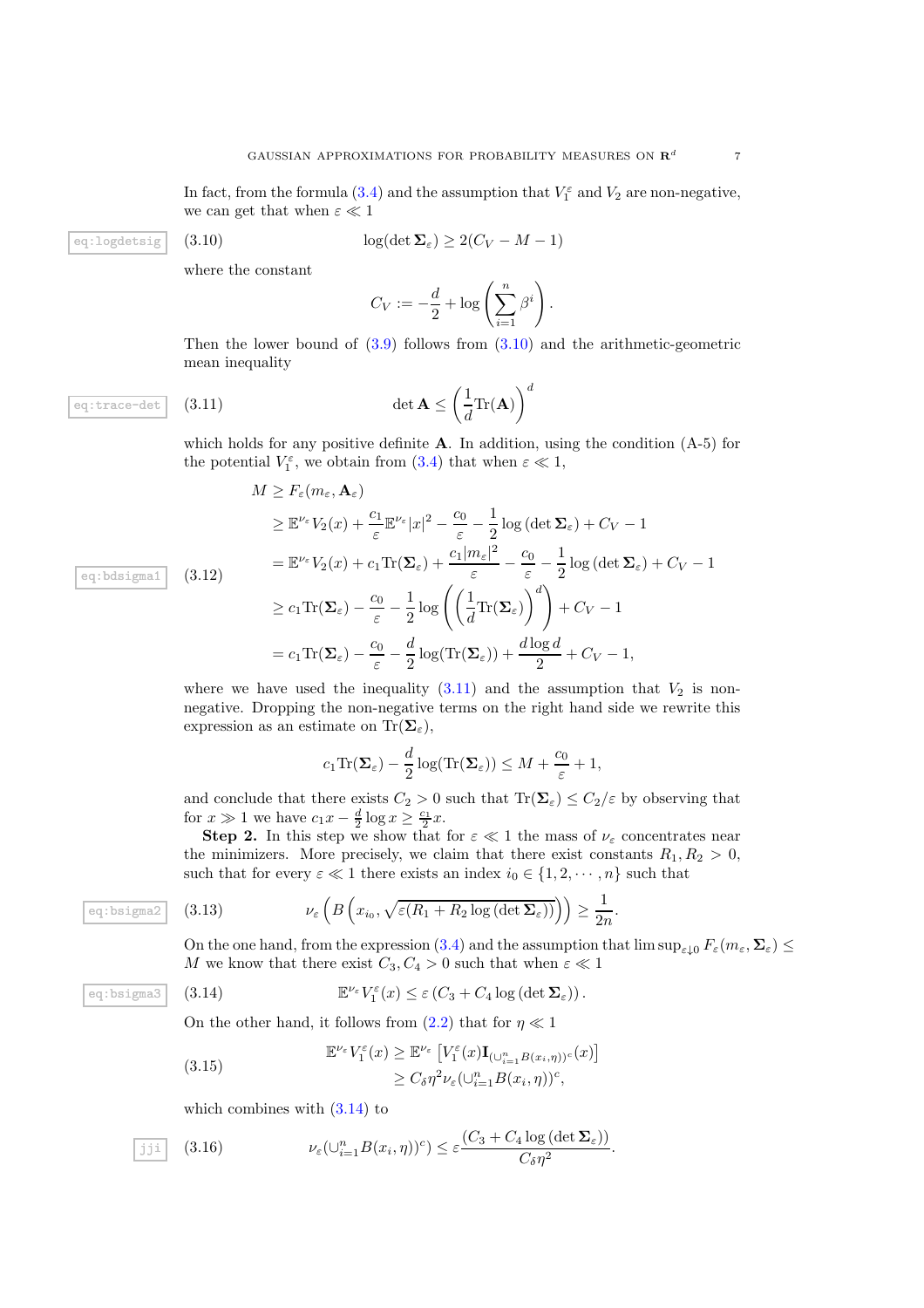In fact, from the formula (3.4) and the assumption that $V_1^\varepsilon$ and $V_2$ are non-negative, we can get that when $\varepsilon \ll 1$

$$\log(\det \mathbf{\Sigma}_\varepsilon) \geq 2(C_V - M - 1) \tag{3.10}$$

where the constant

$$C_V := -\frac{d}{2} + \log\left(\sum_{i=1}^n \beta^i\right).$$

Then the lower bound of (3.9) follows from (3.10) and the arithmetic-geometric mean inequality

$$\det \mathbf{A} \leq \left(\frac{1}{d}\mathrm{Tr}(\mathbf{A})\right)^d \tag{3.11}$$

which holds for any positive definite $\mathbf{A}$. In addition, using the condition (A-5) for the potential $V_1^\varepsilon$, we obtain from (3.4) that when $\varepsilon \ll 1$,

$$\begin{aligned}
M &\geq F_\varepsilon(m_\varepsilon, \mathbf{A}_\varepsilon) \\
&\geq \mathbb{E}^{\nu_\varepsilon} V_2(x) + \frac{c_1}{\varepsilon}\mathbb{E}^{\nu_\varepsilon}|x|^2 - \frac{c_0}{\varepsilon} - \frac{1}{2}\log(\det \mathbf{\Sigma}_\varepsilon) + C_V - 1 \\
&= \mathbb{E}^{\nu_\varepsilon} V_2(x) + c_1 \mathrm{Tr}(\mathbf{\Sigma}_\varepsilon) + \frac{c_1|m_\varepsilon|^2}{\varepsilon} - \frac{c_0}{\varepsilon} - \frac{1}{2}\log(\det \mathbf{\Sigma}_\varepsilon) + C_V - 1 \\
&\geq c_1 \mathrm{Tr}(\mathbf{\Sigma}_\varepsilon) - \frac{c_0}{\varepsilon} - \frac{1}{2}\log\left(\left(\frac{1}{d}\mathrm{Tr}(\mathbf{\Sigma}_\varepsilon)\right)^d\right) + C_V - 1 \\
&= c_1 \mathrm{Tr}(\mathbf{\Sigma}_\varepsilon) - \frac{c_0}{\varepsilon} - \frac{d}{2}\log(\mathrm{Tr}(\mathbf{\Sigma}_\varepsilon)) + \frac{d\log d}{2} + C_V - 1,
\end{aligned} \tag{3.12}$$

where we have used the inequality (3.11) and the assumption that $V_2$ is non-negative. Dropping the non-negative terms on the right hand side we rewrite this expression as an estimate on $\mathrm{Tr}(\mathbf{\Sigma}_\varepsilon)$,

$$c_1 \mathrm{Tr}(\mathbf{\Sigma}_\varepsilon) - \frac{d}{2}\log(\mathrm{Tr}(\mathbf{\Sigma}_\varepsilon)) \leq M + \frac{c_0}{\varepsilon} + 1,$$

and conclude that there exists $C_2 > 0$ such that $\mathrm{Tr}(\mathbf{\Sigma}_\varepsilon) \leq C_2/\varepsilon$ by observing that for $x \gg 1$ we have $c_1 x - \frac{d}{2}\log x \geq \frac{c_1}{2}x$.

**Step 2.** In this step we show that for $\varepsilon \ll 1$ the mass of $\nu_\varepsilon$ concentrates near the minimizers. More precisely, we claim that there exist constants $R_1, R_2 > 0$, such that for every $\varepsilon \ll 1$ there exists an index $i_0 \in \{1, 2, \cdots, n\}$ such that

$$\nu_\varepsilon\left(B\left(x_{i_0}, \sqrt{\varepsilon(R_1 + R_2\log(\det \mathbf{\Sigma}_\varepsilon))}\right)\right) \geq \frac{1}{2n}. \tag{3.13}$$

On the one hand, from the expression (3.4) and the assumption that $\limsup_{\varepsilon\downarrow 0} F_\varepsilon(m_\varepsilon, \mathbf{\Sigma}_\varepsilon) \leq M$ we know that there exist $C_3, C_4 > 0$ such that when $\varepsilon \ll 1$

$$\mathbb{E}^{\nu_\varepsilon} V_1^\varepsilon(x) \leq \varepsilon\left(C_3 + C_4\log(\det \mathbf{\Sigma}_\varepsilon)\right). \tag{3.14}$$

On the other hand, it follows from (2.2) that for $\eta \ll 1$

$$\begin{aligned}
\mathbb{E}^{\nu_\varepsilon} V_1^\varepsilon(x) &\geq \mathbb{E}^{\nu_\varepsilon}\left[V_1^\varepsilon(x)\mathbf{I}_{(\cup_{i=1}^n B(x_i,\eta))^c}(x)\right] \\
&\geq C_\delta \eta^2 \nu_\varepsilon(\cup_{i=1}^n B(x_i,\eta))^c,
\end{aligned} \tag{3.15}$$

which combines with (3.14) to

$$\nu_\varepsilon(\cup_{i=1}^n B(x_i,\eta))^c) \leq \varepsilon\frac{(C_3 + C_4\log(\det \mathbf{\Sigma}_\varepsilon))}{C_\delta \eta^2}. \tag{3.16}$$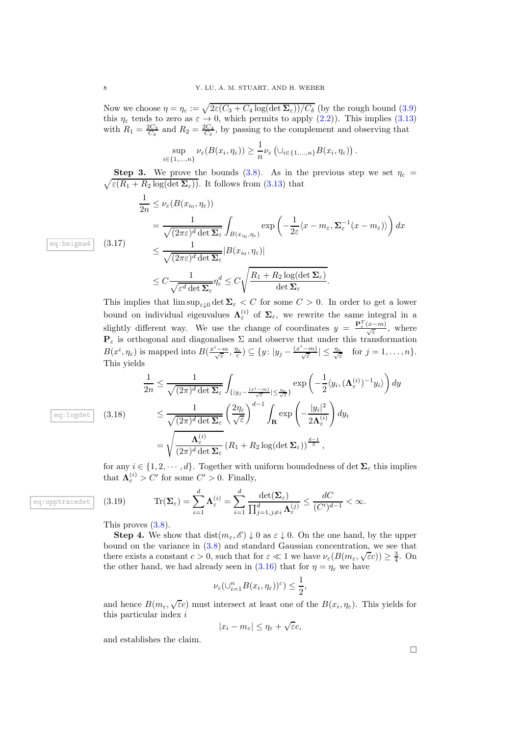Now we choose $\eta = \eta_\varepsilon := \sqrt{2\varepsilon(C_3 + C_4 \log(\det \mathbf{\Sigma}_\varepsilon))/C_\delta}$ (by the rough bound (3.9) this $\eta_\varepsilon$ tends to zero as $\varepsilon \to 0$, which permits to apply (2.2)). This implies (3.13) with $R_1 = \frac{2C_3}{C_\delta}$ and $R_2 = \frac{2C_4}{C_\delta}$, by passing to the complement and observing that

$$\sup_{i\in\{1,\dots,n\}} \nu_\varepsilon(B(x_i,\eta_\varepsilon)) \geq \frac{1}{n}\nu_\varepsilon\left(\cup_{i\in\{1,\dots,n\}} B(x_i,\eta_\varepsilon)\right).$$

**Step 3.** We prove the bounds (3.8). As in the previous step we set $\eta_\varepsilon = \sqrt{\varepsilon(R_1 + R_2\log(\det \mathbf{\Sigma}_\varepsilon))}$. It follows from (3.13) that

$$\begin{aligned}
\frac{1}{2n} &\leq \nu_\varepsilon(B(x_{i_0},\eta_\varepsilon)) \\
&= \frac{1}{\sqrt{(2\pi\varepsilon)^d \det \mathbf{\Sigma}_\varepsilon}} \int_{B(x_{i_0},\eta_\varepsilon)} \exp\left(-\frac{1}{2\varepsilon}\langle x - m_\varepsilon, \mathbf{\Sigma}_\varepsilon^{-1}(x-m_\varepsilon)\rangle\right) dx \\
&\leq \frac{1}{\sqrt{(2\pi\varepsilon)^d \det \mathbf{\Sigma}_\varepsilon}} |B(x_{i_0},\eta_\varepsilon)| \\
&\leq C\frac{1}{\sqrt{\varepsilon^d \det \mathbf{\Sigma}_\varepsilon}}\eta_\varepsilon^d \leq C\sqrt{\frac{R_1 + R_2\log(\det \mathbf{\Sigma}_\varepsilon)}{\det \mathbf{\Sigma}_\varepsilon}}.
\end{aligned} \tag{3.17}$$

This implies that $\limsup_{\varepsilon\downarrow 0} \det \mathbf{\Sigma}_\varepsilon < C$ for some $C > 0$. In order to get a lower bound on individual eigenvalues $\mathbf{\Lambda}_\varepsilon^{(i)}$ of $\mathbf{\Sigma}_\varepsilon$, we rewrite the same integral in a slightly different way. We use the change of coordinates $y = \frac{\mathbf{P}_\varepsilon^T(x-m)}{\sqrt{\varepsilon}}$, where $\mathbf{P}_\varepsilon$ is orthogonal and diagonalises $\Sigma$ and observe that under this transformation $B(x^i,\eta_\varepsilon)$ is mapped into $B(\frac{x^i - m}{\sqrt{\varepsilon}}, \frac{\eta_\varepsilon}{\varepsilon}) \subseteq \{y \colon |y_j - \frac{(x^i-m)}{\sqrt{\varepsilon}}| \leq \frac{\eta_\varepsilon}{\sqrt{\varepsilon}} \quad \text{for } j = 1,\dots,n\}$. This yields

$$\begin{aligned}
\frac{1}{2n} &\leq \frac{1}{\sqrt{(2\pi)^d \det \mathbf{\Sigma}_\varepsilon}} \int_{\{|y_j - \frac{(x^i-m)}{\sqrt{\varepsilon}}| \leq \frac{\eta_\varepsilon}{\sqrt{\varepsilon}}\}} \exp\left(-\frac{1}{2}\langle y_i, (\mathbf{\Lambda}_\varepsilon^{(i)})^{-1} y_i\rangle\right) dy \\
&\leq \frac{1}{\sqrt{(2\pi)^d \det \mathbf{\Sigma}_\varepsilon}} \left(\frac{2\eta_\varepsilon}{\sqrt{\varepsilon}}\right)^{d-1} \int_{\mathbf{R}} \exp\left(-\frac{|y_i|^2}{2\mathbf{\Lambda}_\varepsilon^{(i)}}\right) dy_i \\
&= \sqrt{\frac{\mathbf{\Lambda}_\varepsilon^{(i)}}{(2\pi)^d \det \mathbf{\Sigma}_\varepsilon}} \left(R_1 + R_2\log(\det \mathbf{\Sigma}_\varepsilon)\right)^{\frac{d-1}{2}},
\end{aligned} \tag{3.18}$$

for any $i \in \{1, 2, \cdots, d\}$. Together with uniform boundedness of $\det \mathbf{\Sigma}_\varepsilon$ this implies that $\mathbf{\Lambda}_\varepsilon^{(i)} > C'$ for some $C' > 0$. Finally,

$$\mathrm{Tr}(\mathbf{\Sigma}_\varepsilon) = \sum_{i=1}^d \mathbf{\Lambda}_\varepsilon^{(i)} = \sum_{i=1}^d \frac{\det(\mathbf{\Sigma}_\varepsilon)}{\prod_{j=1, j\neq i}^d \mathbf{\Lambda}_\varepsilon^{(j)}} \leq \frac{dC}{(C')^{d-1}} < \infty. \tag{3.19}$$

This proves (3.8).

**Step 4.** We show that $\mathrm{dist}(m_\varepsilon, \mathscr{E}) \downarrow 0$ as $\varepsilon \downarrow 0$. On the one hand, by the upper bound on the variance in (3.8) and standard Gaussian concentration, we see that there exists a constant $c > 0$, such that for $\varepsilon \ll 1$ we have $\nu_\varepsilon(B(m_\varepsilon, \sqrt{\varepsilon}c)) \geq \frac{3}{4}$. On the other hand, we had already seen in (3.16) that for $\eta = \eta_\varepsilon$ we have

$$\nu_\varepsilon(\cup_{i=1}^n B(x_i,\eta_\varepsilon))^c) \leq \frac{1}{2},$$

and hence $B(m_\varepsilon, \sqrt{\varepsilon}c)$ must intersect at least one of the $B(x_i,\eta_\varepsilon)$. This yields for this particular index $i$

$$|x_i - m_\varepsilon| \leq \eta_\varepsilon + \sqrt{\varepsilon}c,$$

and establishes the claim.

∎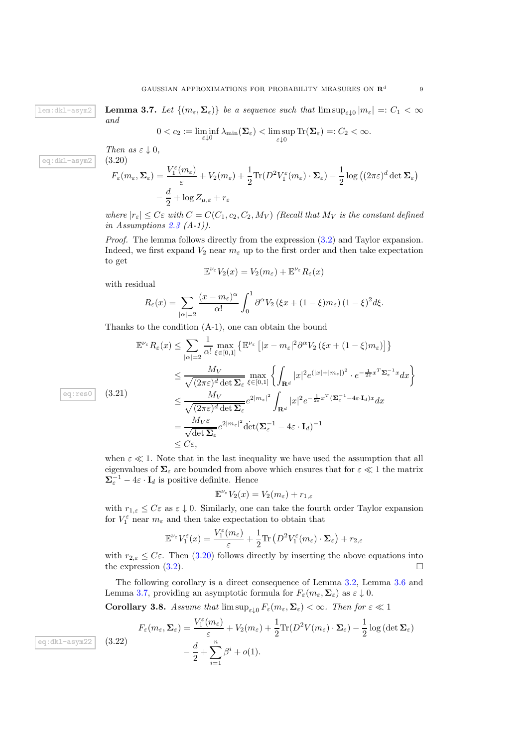**Lemma 3.7.** *Let $\{(m_\varepsilon, \mathbf{\Sigma}_\varepsilon)\}$ be a sequence such that $\limsup_{\varepsilon\downarrow 0} |m_\varepsilon| =: C_1 < \infty$ and*

$$0 < c_2 := \liminf_{\varepsilon\downarrow 0} \lambda_{\min}(\mathbf{\Sigma}_\varepsilon) < \limsup_{\varepsilon\downarrow 0} \operatorname{Tr}(\mathbf{\Sigma}_\varepsilon) =: C_2 < \infty.$$

*Then as $\varepsilon \downarrow 0$,*

$$\begin{aligned} F_\varepsilon(m_\varepsilon, \mathbf{\Sigma}_\varepsilon) = &\frac{V_1^\varepsilon(m_\varepsilon)}{\varepsilon} + V_2(m_\varepsilon) + \frac{1}{2}\operatorname{Tr}(D^2 V_1^\varepsilon(m_\varepsilon)\cdot \mathbf{\Sigma}_\varepsilon) - \frac{1}{2}\log\left((2\pi\varepsilon)^d \det \mathbf{\Sigma}_\varepsilon\right) \\ &- \frac{d}{2} + \log Z_{\mu,\varepsilon} + r_\varepsilon \end{aligned} \tag{3.20}$$

*where $|r_\varepsilon| \leq C\varepsilon$ with $C = C(C_1, c_2, C_2, M_V)$ (Recall that $M_V$ is the constant defined in Assumptions 2.3 (A-1)).*

*Proof.* The lemma follows directly from the expression (3.2) and Taylor expansion. Indeed, we first expand $V_2$ near $m_\varepsilon$ up to the first order and then take expectation to get

$$\mathbb{E}^{\nu_\varepsilon} V_2(x) = V_2(m_\varepsilon) + \mathbb{E}^{\nu_\varepsilon} R_\varepsilon(x)$$

with residual

$$R_\varepsilon(x) = \sum_{|\alpha|=2} \frac{(x-m_\varepsilon)^\alpha}{\alpha!}\int_0^1 \partial^\alpha V_2\left(\xi x + (1-\xi)m_\varepsilon\right)(1-\xi)^2 d\xi.$$

Thanks to the condition (A-1), one can obtain the bound

$$\begin{aligned} \mathbb{E}^{\nu_\varepsilon} R_\varepsilon(x) &\leq \sum_{|\alpha|=2} \frac{1}{\alpha!} \max_{\xi\in[0,1]} \left\{\mathbb{E}^{\nu_\varepsilon}\left[|x-m_\varepsilon|^2 \partial^\alpha V_2\left(\xi x + (1-\xi)m_\varepsilon\right)\right]\right\} \\ &\leq \frac{M_V}{\sqrt{(2\pi\varepsilon)^d \det \mathbf{\Sigma}_\varepsilon}} \max_{\xi\in[0,1]}\left\{\int_{\mathbf{R}^d} |x|^2 e^{(|x|+|m_\varepsilon|)^2}\cdot e^{-\frac{1}{2\varepsilon}x^T \mathbf{\Sigma}_\varepsilon^{-1} x} dx\right\} \\ &\leq \frac{M_V}{\sqrt{(2\pi\varepsilon)^d \det \mathbf{\Sigma}_\varepsilon}} e^{2|m_\varepsilon|^2}\int_{\mathbf{R}^d} |x|^2 e^{-\frac{1}{2\varepsilon}x^T(\mathbf{\Sigma}_\varepsilon^{-1} - 4\varepsilon\cdot \mathbf{I}_d)x} dx \\ &= \frac{M_V \varepsilon}{\sqrt{\det \mathbf{\Sigma}_\varepsilon}} e^{2|m_\varepsilon|^2} \det(\mathbf{\Sigma}_\varepsilon^{-1} - 4\varepsilon\cdot \mathbf{I}_d)^{-1} \\ &\leq C\varepsilon, \end{aligned} \tag{3.21}$$

when $\varepsilon \ll 1$. Note that in the last inequality we have used the assumption that all eigenvalues of $\mathbf{\Sigma}_\varepsilon$ are bounded from above which ensures that for $\varepsilon \ll 1$ the matrix $\mathbf{\Sigma}_\varepsilon^{-1} - 4\varepsilon\cdot \mathbf{I}_d$ is positive definite. Hence

$$\mathbb{E}^{\nu_\varepsilon} V_2(x) = V_2(m_\varepsilon) + r_{1,\varepsilon}$$

with $r_{1,\varepsilon} \leq C\varepsilon$ as $\varepsilon \downarrow 0$. Similarly, one can take the fourth order Taylor expansion for $V_1^\varepsilon$ near $m_\varepsilon$ and then take expectation to obtain that

$$\mathbb{E}^{\nu_\varepsilon} V_1^\varepsilon(x) = \frac{V_1^\varepsilon(m_\varepsilon)}{\varepsilon} + \frac{1}{2}\operatorname{Tr}\left(D^2 V_1^\varepsilon(m_\varepsilon)\cdot \mathbf{\Sigma}_\varepsilon\right) + r_{2,\varepsilon}$$

with $r_{2,\varepsilon} \leq C\varepsilon$. Then (3.20) follows directly by inserting the above equations into the expression (3.2). $\square$

The following corollary is a direct consequence of Lemma 3.2, Lemma 3.6 and Lemma 3.7, providing an asymptotic formula for $F_\varepsilon(m_\varepsilon, \mathbf{\Sigma}_\varepsilon)$ as $\varepsilon \downarrow 0$.

**Corollary 3.8.** *Assume that $\limsup_{\varepsilon\downarrow 0} F_\varepsilon(m_\varepsilon, \mathbf{\Sigma}_\varepsilon) < \infty$. Then for $\varepsilon \ll 1$*

$$\begin{aligned} F_\varepsilon(m_\varepsilon, \mathbf{\Sigma}_\varepsilon) = &\frac{V_1^\varepsilon(m_\varepsilon)}{\varepsilon} + V_2(m_\varepsilon) + \frac{1}{2}\operatorname{Tr}(D^2 V(m_\varepsilon)\cdot \mathbf{\Sigma}_\varepsilon) - \frac{1}{2}\log\left(\det \mathbf{\Sigma}_\varepsilon\right) \\ &- \frac{d}{2} + \sum_{i=1}^n \beta^i + o(1). \end{aligned} \tag{3.22}$$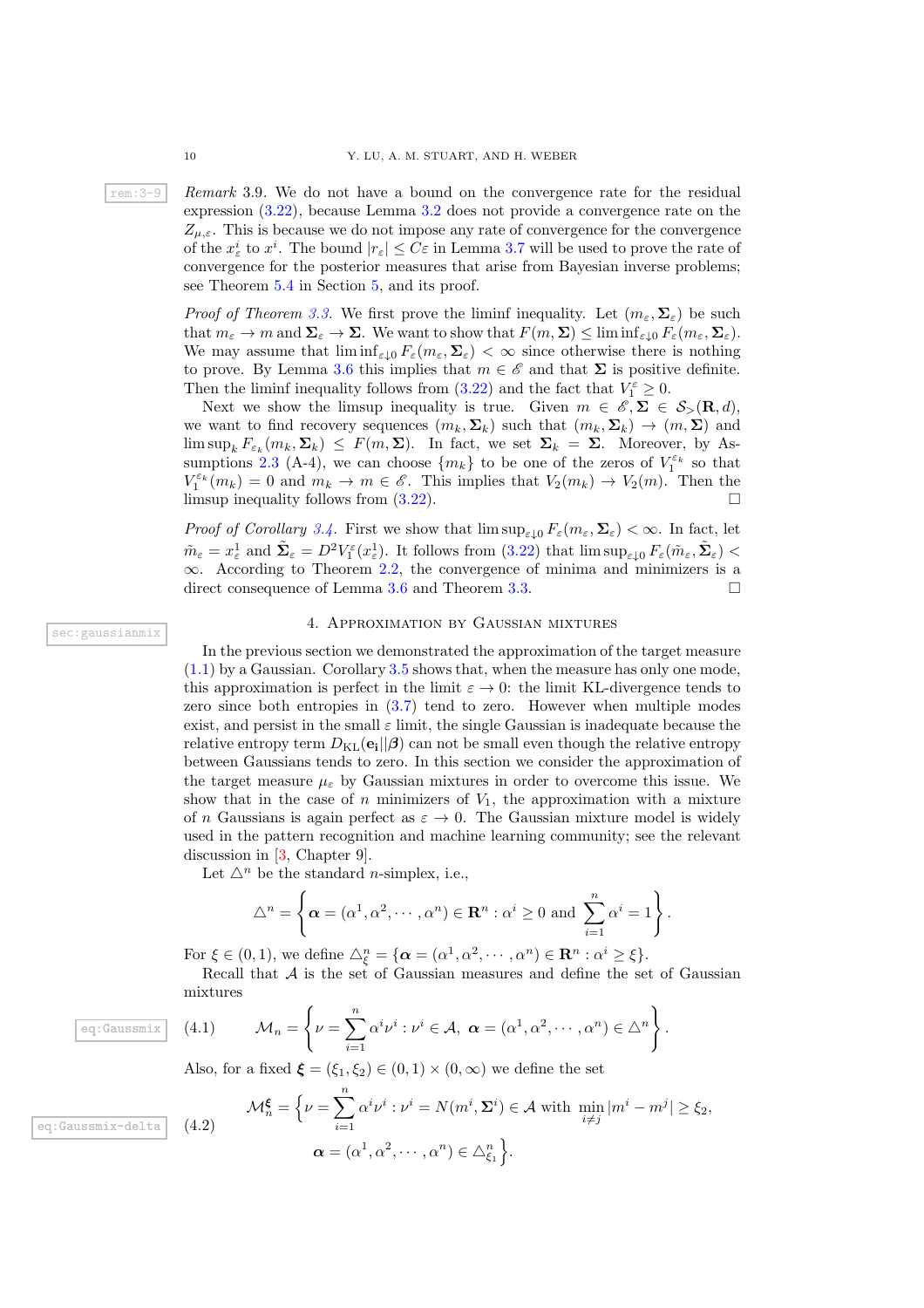*Remark* 3.9. We do not have a bound on the convergence rate for the residual expression (3.22), because Lemma 3.2 does not provide a convergence rate on the $Z_{\mu,\varepsilon}$. This is because we do not impose any rate of convergence for the convergence of the $x^i_\varepsilon$ to $x^i$. The bound $|r_\varepsilon| \leq C\varepsilon$ in Lemma 3.7 will be used to prove the rate of convergence for the posterior measures that arise from Bayesian inverse problems; see Theorem 5.4 in Section 5, and its proof.

*Proof of Theorem 3.3.* We first prove the liminf inequality. Let $(m_\varepsilon, \mathbf{\Sigma}_\varepsilon)$ be such that $m_\varepsilon \to m$ and $\mathbf{\Sigma}_\varepsilon \to \mathbf{\Sigma}$. We want to show that $F(m, \mathbf{\Sigma}) \leq \liminf_{\varepsilon\downarrow 0} F_\varepsilon(m_\varepsilon, \mathbf{\Sigma}_\varepsilon)$. We may assume that $\liminf_{\varepsilon\downarrow 0} F_\varepsilon(m_\varepsilon, \mathbf{\Sigma}_\varepsilon) < \infty$ since otherwise there is nothing to prove. By Lemma 3.6 this implies that $m \in \mathscr{E}$ and that $\mathbf{\Sigma}$ is positive definite. Then the liminf inequality follows from (3.22) and the fact that $V_1^\varepsilon \geq 0$.

Next we show the limsup inequality is true. Given $m \in \mathscr{E}, \mathbf{\Sigma} \in \mathcal{S}_>(\mathbf{R}, d)$, we want to find recovery sequences $(m_k, \mathbf{\Sigma}_k)$ such that $(m_k, \mathbf{\Sigma}_k) \to (m, \mathbf{\Sigma})$ and $\limsup_k F_{\varepsilon_k}(m_k, \mathbf{\Sigma}_k) \leq F(m, \mathbf{\Sigma})$. In fact, we set $\mathbf{\Sigma}_k = \mathbf{\Sigma}$. Moreover, by Assumptions 2.3 (A-4), we can choose $\{m_k\}$ to be one of the zeros of $V_1^{\varepsilon_k}$ so that $V_1^{\varepsilon_k}(m_k) = 0$ and $m_k \to m \in \mathscr{E}$. This implies that $V_2(m_k) \to V_2(m)$. Then the limsup inequality follows from (3.22). $\square$

*Proof of Corollary 3.4.* First we show that $\limsup_{\varepsilon\downarrow 0} F_\varepsilon(m_\varepsilon, \mathbf{\Sigma}_\varepsilon) < \infty$. In fact, let $\tilde{m}_\varepsilon = x^1_\varepsilon$ and $\tilde{\mathbf{\Sigma}}_\varepsilon = D^2 V_1^\varepsilon(x^1_\varepsilon)$. It follows from (3.22) that $\limsup_{\varepsilon\downarrow 0} F_\varepsilon(\tilde{m}_\varepsilon, \tilde{\mathbf{\Sigma}}_\varepsilon) < \infty$. According to Theorem 2.2, the convergence of minima and minimizers is a direct consequence of Lemma 3.6 and Theorem 3.3. $\square$

## 4. Approximation by Gaussian mixtures

In the previous section we demonstrated the approximation of the target measure (1.1) by a Gaussian. Corollary 3.5 shows that, when the measure has only one mode, this approximation is perfect in the limit $\varepsilon \to 0$: the limit KL-divergence tends to zero since both entropies in (3.7) tend to zero. However when multiple modes exist, and persist in the small $\varepsilon$ limit, the single Gaussian is inadequate because the relative entropy term $D_{\mathrm{KL}}(\mathbf{e_i}||\boldsymbol{\beta})$ can not be small even though the relative entropy between Gaussians tends to zero. In this section we consider the approximation of the target measure $\mu_\varepsilon$ by Gaussian mixtures in order to overcome this issue. We show that in the case of $n$ minimizers of $V_1$, the approximation with a mixture of $n$ Gaussians is again perfect as $\varepsilon \to 0$. The Gaussian mixture model is widely used in the pattern recognition and machine learning community; see the relevant discussion in [3, Chapter 9].

Let $\triangle^n$ be the standard $n$-simplex, i.e.,

$$\triangle^n = \left\{ \boldsymbol{\alpha} = (\alpha^1, \alpha^2, \cdots, \alpha^n) \in \mathbf{R}^n : \alpha^i \geq 0 \text{ and } \sum_{i=1}^n \alpha^i = 1 \right\}.$$

For $\xi \in (0,1)$, we define $\triangle^n_\xi = \{\boldsymbol{\alpha} = (\alpha^1, \alpha^2, \cdots, \alpha^n) \in \mathbf{R}^n : \alpha^i \geq \xi\}$.

Recall that $\mathcal{A}$ is the set of Gaussian measures and define the set of Gaussian mixtures

$$\mathcal{M}_n = \left\{ \nu = \sum_{i=1}^n \alpha^i \nu^i : \nu^i \in \mathcal{A},\ \boldsymbol{\alpha} = (\alpha^1, \alpha^2, \cdots, \alpha^n) \in \triangle^n \right\}. \tag{4.1}$$

Also, for a fixed $\boldsymbol{\xi} = (\xi_1, \xi_2) \in (0,1) \times (0, \infty)$ we define the set

$$\begin{aligned} \mathcal{M}_n^{\boldsymbol{\xi}} = \Big\{ \nu = \sum_{i=1}^n \alpha^i \nu^i : \nu^i = N(m^i, \mathbf{\Sigma}^i) \in \mathcal{A} \text{ with } \min_{i \neq j} |m^i - m^j| \geq \xi_2, \\ \boldsymbol{\alpha} = (\alpha^1, \alpha^2, \cdots, \alpha^n) \in \triangle^n_{\xi_1} \Big\}. \end{aligned} \tag{4.2}$$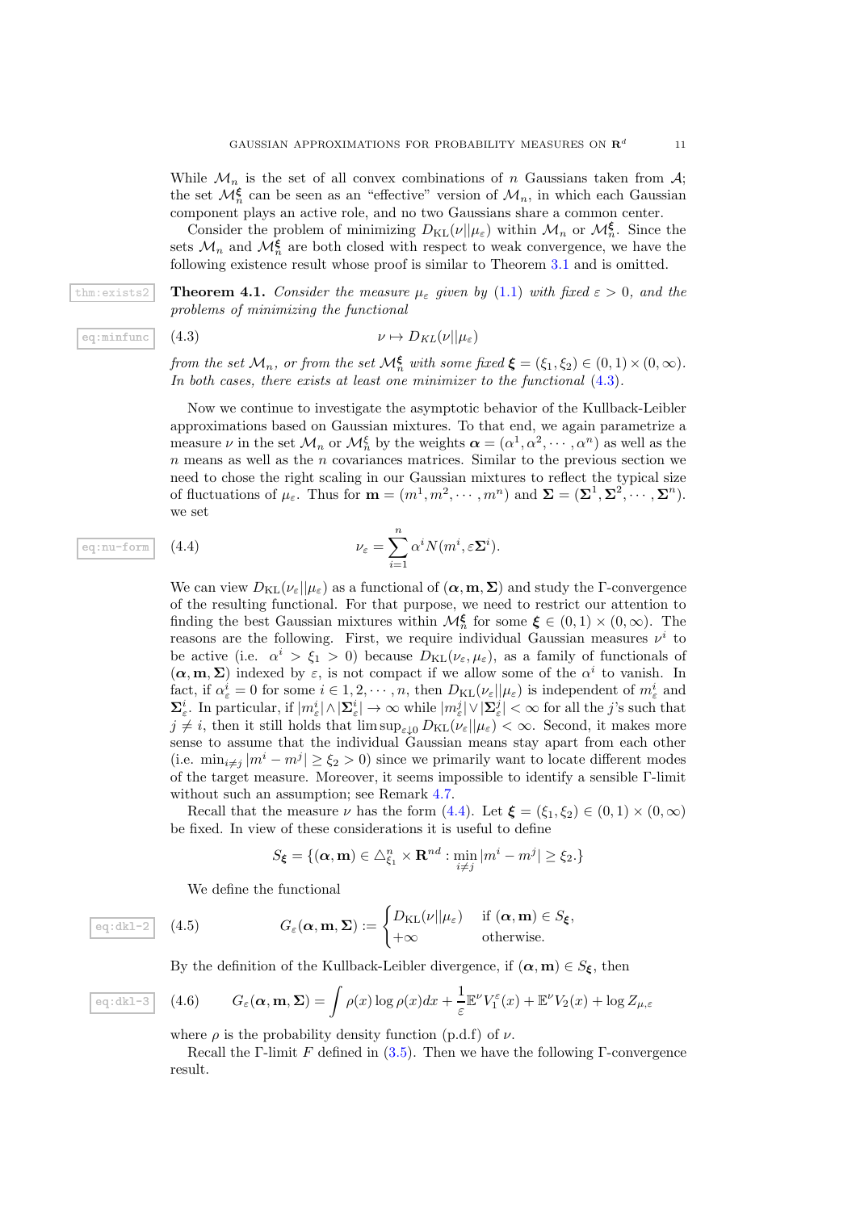While $\mathcal{M}_n$ is the set of all convex combinations of $n$ Gaussians taken from $\mathcal{A}$; the set $\mathcal{M}_n^{\boldsymbol{\xi}}$ can be seen as an "effective" version of $\mathcal{M}_n$, in which each Gaussian component plays an active role, and no two Gaussians share a common center.

Consider the problem of minimizing $D_{\mathrm{KL}}(\nu||\mu_\varepsilon)$ within $\mathcal{M}_n$ or $\mathcal{M}_n^{\boldsymbol{\xi}}$. Since the sets $\mathcal{M}_n$ and $\mathcal{M}_n^{\boldsymbol{\xi}}$ are both closed with respect to weak convergence, we have the following existence result whose proof is similar to Theorem 3.1 and is omitted.

**Theorem 4.1.** *Consider the measure $\mu_\varepsilon$ given by (1.1) with fixed $\varepsilon > 0$, and the problems of minimizing the functional*

$$\nu \mapsto D_{KL}(\nu||\mu_\varepsilon) \tag{4.3}$$

*from the set $\mathcal{M}_n$, or from the set $\mathcal{M}_n^{\boldsymbol{\xi}}$ with some fixed $\boldsymbol{\xi} = (\xi_1, \xi_2) \in (0,1) \times (0,\infty)$. In both cases, there exists at least one minimizer to the functional (4.3).*

Now we continue to investigate the asymptotic behavior of the Kullback-Leibler approximations based on Gaussian mixtures. To that end, we again parametrize a measure $\nu$ in the set $\mathcal{M}_n$ or $\mathcal{M}_n^\xi$ by the weights $\boldsymbol{\alpha} = (\alpha^1, \alpha^2, \cdots, \alpha^n)$ as well as the $n$ means as well as the $n$ covariances matrices. Similar to the previous section we need to chose the right scaling in our Gaussian mixtures to reflect the typical size of fluctuations of $\mu_\varepsilon$. Thus for $\mathbf{m} = (m^1, m^2, \cdots, m^n)$ and $\boldsymbol{\Sigma} = (\boldsymbol{\Sigma}^1, \boldsymbol{\Sigma}^2, \cdots, \boldsymbol{\Sigma}^n)$. we set

$$\nu_\varepsilon = \sum_{i=1}^n \alpha^i N(m^i, \varepsilon \boldsymbol{\Sigma}^i). \tag{4.4}$$

We can view $D_{\mathrm{KL}}(\nu_\varepsilon||\mu_\varepsilon)$ as a functional of $(\boldsymbol{\alpha}, \mathbf{m}, \boldsymbol{\Sigma})$ and study the $\Gamma$-convergence of the resulting functional. For that purpose, we need to restrict our attention to finding the best Gaussian mixtures within $\mathcal{M}_n^{\boldsymbol{\xi}}$ for some $\boldsymbol{\xi} \in (0,1) \times (0,\infty)$. The reasons are the following. First, we require individual Gaussian measures $\nu^i$ to be active (i.e. $\alpha^i > \xi_1 > 0$) because $D_{\mathrm{KL}}(\nu_\varepsilon, \mu_\varepsilon)$, as a family of functionals of $(\boldsymbol{\alpha}, \mathbf{m}, \boldsymbol{\Sigma})$ indexed by $\varepsilon$, is not compact if we allow some of the $\alpha^i$ to vanish. In fact, if $\alpha^i_\varepsilon = 0$ for some $i \in 1, 2, \cdots, n$, then $D_{\mathrm{KL}}(\nu_\varepsilon||\mu_\varepsilon)$ is independent of $m^i_\varepsilon$ and $\boldsymbol{\Sigma}^i_\varepsilon$. In particular, if $|m^i_\varepsilon| \wedge |\boldsymbol{\Sigma}^i_\varepsilon| \to \infty$ while $|m^j_\varepsilon| \vee |\boldsymbol{\Sigma}^j_\varepsilon| < \infty$ for all the $j$'s such that $j \neq i$, then it still holds that $\limsup_{\varepsilon \downarrow 0} D_{\mathrm{KL}}(\nu_\varepsilon||\mu_\varepsilon) < \infty$. Second, it makes more sense to assume that the individual Gaussian means stay apart from each other (i.e. $\min_{i\neq j} |m^i - m^j| \geq \xi_2 > 0$) since we primarily want to locate different modes of the target measure. Moreover, it seems impossible to identify a sensible $\Gamma$-limit without such an assumption; see Remark 4.7.

Recall that the measure $\nu$ has the form (4.4). Let $\boldsymbol{\xi} = (\xi_1, \xi_2) \in (0,1) \times (0,\infty)$ be fixed. In view of these considerations it is useful to define

$$S_{\boldsymbol{\xi}} = \{(\boldsymbol{\alpha}, \mathbf{m}) \in \triangle^n_{\xi_1} \times \mathbf{R}^{nd} : \min_{i \neq j} |m^i - m^j| \geq \xi_2.\}$$

We define the functional

$$G_\varepsilon(\boldsymbol{\alpha}, \mathbf{m}, \boldsymbol{\Sigma}) := \begin{cases} D_{\mathrm{KL}}(\nu||\mu_\varepsilon) & \text{if } (\boldsymbol{\alpha}, \mathbf{m}) \in S_{\boldsymbol{\xi}}, \\ +\infty & \text{otherwise.} \end{cases} \tag{4.5}$$

By the definition of the Kullback-Leibler divergence, if $(\boldsymbol{\alpha}, \mathbf{m}) \in S_{\boldsymbol{\xi}}$, then

$$G_\varepsilon(\boldsymbol{\alpha}, \mathbf{m}, \boldsymbol{\Sigma}) = \int \rho(x) \log \rho(x) dx + \frac{1}{\varepsilon} \mathbb{E}^\nu V_1^\varepsilon(x) + \mathbb{E}^\nu V_2(x) + \log Z_{\mu,\varepsilon} \tag{4.6}$$

where $\rho$ is the probability density function (p.d.f) of $\nu$.

Recall the $\Gamma$-limit $F$ defined in (3.5). Then we have the following $\Gamma$-convergence result.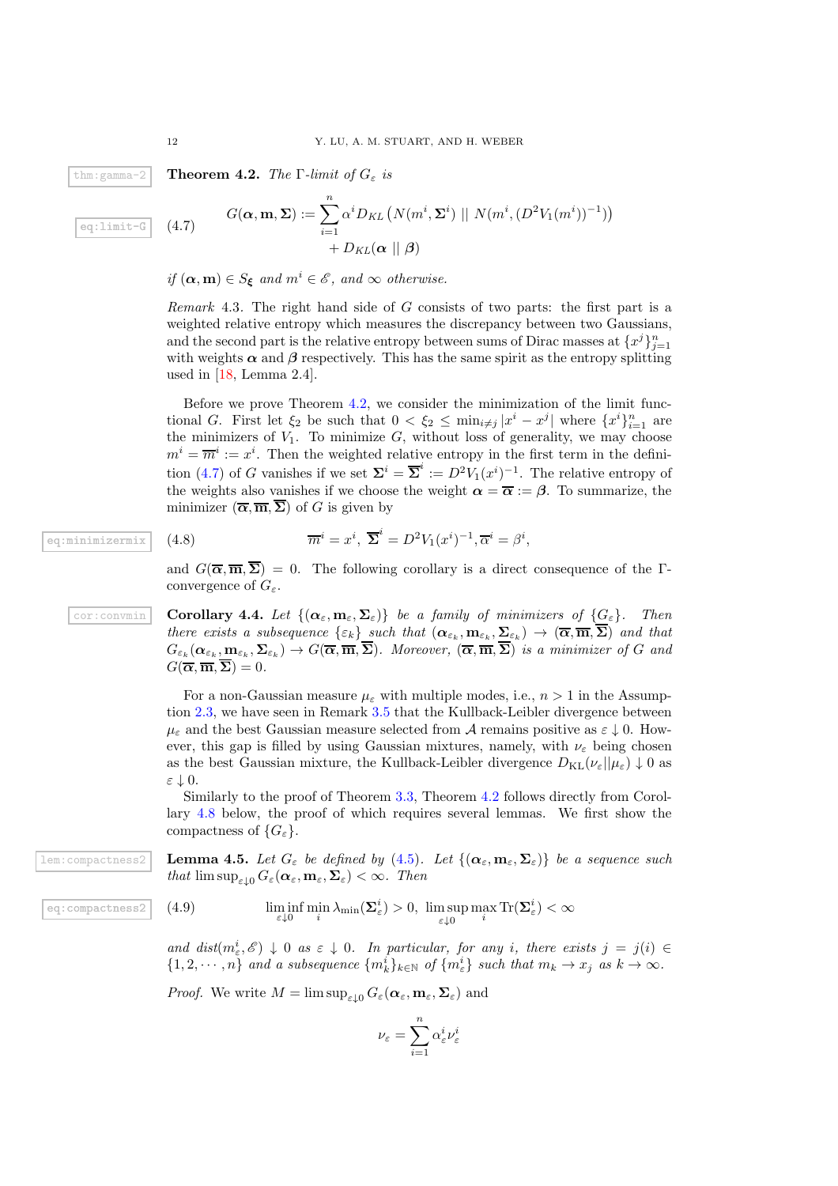**Theorem 4.2.** *The* $\Gamma$*-limit of* $G_\varepsilon$ *is*

$$G(\boldsymbol{\alpha}, \mathbf{m}, \boldsymbol{\Sigma}) := \sum_{i=1}^{n} \alpha^i D_{KL}\left(N(m^i, \boldsymbol{\Sigma}^i) \;||\; N(m^i, (D^2V_1(m^i))^{-1})\right) + D_{KL}(\boldsymbol{\alpha} \;||\; \boldsymbol{\beta}) \tag{4.7}$$

*if* $(\boldsymbol{\alpha}, \mathbf{m}) \in S_{\boldsymbol{\xi}}$ *and* $m^i \in \mathscr{E}$*, and* $\infty$ *otherwise.*

*Remark* 4.3. The right hand side of $G$ consists of two parts: the first part is a weighted relative entropy which measures the discrepancy between two Gaussians, and the second part is the relative entropy between sums of Dirac masses at $\{x^j\}_{j=1}^n$ with weights $\boldsymbol{\alpha}$ and $\boldsymbol{\beta}$ respectively. This has the same spirit as the entropy splitting used in [18, Lemma 2.4].

Before we prove Theorem 4.2, we consider the minimization of the limit functional $G$. First let $\xi_2$ be such that $0 < \xi_2 \leq \min_{i\neq j}|x^i - x^j|$ where $\{x^j\}_{j=1}^n$ are the minimizers of $V_1$. To minimize $G$, without loss of generality, we may choose $m^i = \overline{m}^i := x^i$. Then the weighted relative entropy in the first term in the definition (4.7) of $G$ vanishes if we set $\boldsymbol{\Sigma}^i = \overline{\boldsymbol{\Sigma}}^i := D^2V_1(x^i)^{-1}$. The relative entropy of the weights also vanishes if we choose the weight $\boldsymbol{\alpha} = \overline{\boldsymbol{\alpha}} := \boldsymbol{\beta}$. To summarize, the minimizer $(\overline{\boldsymbol{\alpha}}, \overline{\mathbf{m}}, \overline{\boldsymbol{\Sigma}})$ of $G$ is given by

$$\overline{m}^i = x^i,\; \overline{\boldsymbol{\Sigma}}^i = D^2V_1(x^i)^{-1}, \overline{\alpha}^i = \beta^i, \tag{4.8}$$

and $G(\overline{\boldsymbol{\alpha}}, \overline{\mathbf{m}}, \overline{\boldsymbol{\Sigma}}) = 0$. The following corollary is a direct consequence of the $\Gamma$-convergence of $G_\varepsilon$.

**Corollary 4.4.** *Let* $\{(\boldsymbol{\alpha}_\varepsilon, \mathbf{m}_\varepsilon, \boldsymbol{\Sigma}_\varepsilon)\}$ *be a family of minimizers of* $\{G_\varepsilon\}$*. Then there exists a subsequence* $\{\varepsilon_k\}$ *such that* $(\boldsymbol{\alpha}_{\varepsilon_k}, \mathbf{m}_{\varepsilon_k}, \boldsymbol{\Sigma}_{\varepsilon_k}) \to (\overline{\boldsymbol{\alpha}}, \overline{\mathbf{m}}, \overline{\boldsymbol{\Sigma}})$ *and that* $G_{\varepsilon_k}(\boldsymbol{\alpha}_{\varepsilon_k}, \mathbf{m}_{\varepsilon_k}, \boldsymbol{\Sigma}_{\varepsilon_k}) \to G(\overline{\boldsymbol{\alpha}}, \overline{\mathbf{m}}, \overline{\boldsymbol{\Sigma}})$*. Moreover,* $(\overline{\boldsymbol{\alpha}}, \overline{\mathbf{m}}, \overline{\boldsymbol{\Sigma}})$ *is a minimizer of* $G$ *and* $G(\overline{\boldsymbol{\alpha}}, \overline{\mathbf{m}}, \overline{\boldsymbol{\Sigma}}) = 0$.

For a non-Gaussian measure $\mu_\varepsilon$ with multiple modes, i.e., $n > 1$ in the Assumption 2.3, we have seen in Remark 3.5 that the Kullback-Leibler divergence between $\mu_\varepsilon$ and the best Gaussian measure selected from $\mathcal{A}$ remains positive as $\varepsilon \downarrow 0$. However, this gap is filled by using Gaussian mixtures, namely, with $\nu_\varepsilon$ being chosen as the best Gaussian mixture, the Kullback-Leibler divergence $D_{\mathrm{KL}}(\nu_\varepsilon||\mu_\varepsilon) \downarrow 0$ as $\varepsilon \downarrow 0$.

Similarly to the proof of Theorem 3.3, Theorem 4.2 follows directly from Corollary 4.8 below, the proof of which requires several lemmas. We first show the compactness of $\{G_\varepsilon\}$.

**Lemma 4.5.** *Let* $G_\varepsilon$ *be defined by* (4.5)*. Let* $\{(\boldsymbol{\alpha}_\varepsilon, \mathbf{m}_\varepsilon, \boldsymbol{\Sigma}_\varepsilon)\}$ *be a sequence such that* $\limsup_{\varepsilon\downarrow 0} G_\varepsilon(\boldsymbol{\alpha}_\varepsilon, \mathbf{m}_\varepsilon, \boldsymbol{\Sigma}_\varepsilon) < \infty$*. Then*

$$\liminf_{\varepsilon\downarrow 0} \min_i \lambda_{\min}(\boldsymbol{\Sigma}_\varepsilon^i) > 0,\; \limsup_{\varepsilon\downarrow 0} \max_i \mathrm{Tr}(\boldsymbol{\Sigma}_\varepsilon^i) < \infty \tag{4.9}$$

*and dist*$(m_\varepsilon^i, \mathscr{E}) \downarrow 0$ *as* $\varepsilon \downarrow 0$*. In particular, for any* $i$*, there exists* $j = j(i) \in \{1, 2, \cdots, n\}$ *and a subsequence* $\{m_k^i\}_{k\in\mathbb{N}}$ *of* $\{m_\varepsilon^i\}$ *such that* $m_k \to x_j$ *as* $k \to \infty$.

*Proof.* We write $M = \limsup_{\varepsilon\downarrow 0} G_\varepsilon(\boldsymbol{\alpha}_\varepsilon, \mathbf{m}_\varepsilon, \boldsymbol{\Sigma}_\varepsilon)$ and

$$\nu_\varepsilon = \sum_{i=1}^{n} \alpha_\varepsilon^i \nu_\varepsilon^i$$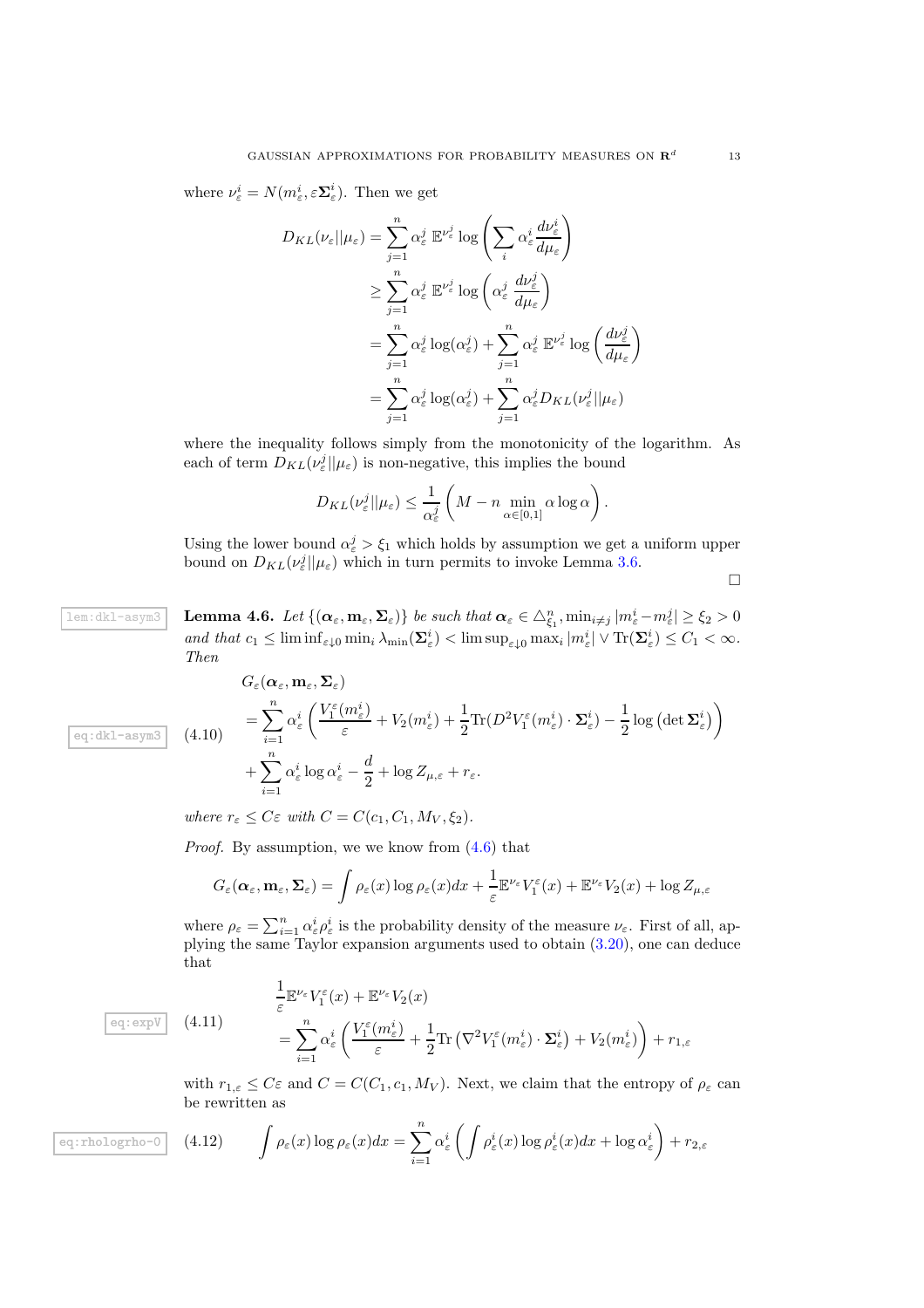where $\nu_\varepsilon^i = N(m_\varepsilon^i, \varepsilon \mathbf{\Sigma}_\varepsilon^i)$. Then we get

$$
\begin{aligned}
D_{KL}(\nu_\varepsilon || \mu_\varepsilon) &= \sum_{j=1}^n \alpha_\varepsilon^j \, \mathbb{E}^{\nu_\varepsilon^j} \log\left(\sum_i \alpha_\varepsilon^i \frac{d\nu_\varepsilon^i}{d\mu_\varepsilon}\right) \\
&\geq \sum_{j=1}^n \alpha_\varepsilon^j \, \mathbb{E}^{\nu_\varepsilon^j} \log\left(\alpha_\varepsilon^j \, \frac{d\nu_\varepsilon^j}{d\mu_\varepsilon}\right) \\
&= \sum_{j=1}^n \alpha_\varepsilon^j \log(\alpha_\varepsilon^j) + \sum_{j=1}^n \alpha_\varepsilon^j \, \mathbb{E}^{\nu_\varepsilon^j} \log\left(\frac{d\nu_\varepsilon^j}{d\mu_\varepsilon}\right) \\
&= \sum_{j=1}^n \alpha_\varepsilon^j \log(\alpha_\varepsilon^j) + \sum_{j=1}^n \alpha_\varepsilon^j D_{KL}(\nu_\varepsilon^j || \mu_\varepsilon)
\end{aligned}
$$

where the inequality follows simply from the monotonicity of the logarithm. As each of term $D_{KL}(\nu_\varepsilon^j || \mu_\varepsilon)$ is non-negative, this implies the bound

$$
D_{KL}(\nu_\varepsilon^j || \mu_\varepsilon) \leq \frac{1}{\alpha_\varepsilon^j}\left(M - n \min_{\alpha \in [0,1]} \alpha \log \alpha\right).
$$

Using the lower bound $\alpha_\varepsilon^j > \xi_1$ which holds by assumption we get a uniform upper bound on $D_{KL}(\nu_\varepsilon^j || \mu_\varepsilon)$ which in turn permits to invoke Lemma 3.6.

□

**Lemma 4.6.** *Let $\{(\boldsymbol{\alpha}_\varepsilon, \mathbf{m}_\varepsilon, \mathbf{\Sigma}_\varepsilon)\}$ be such that $\boldsymbol{\alpha}_\varepsilon \in \triangle_{\xi_1}^n, \min_{i \neq j} |m_\varepsilon^i - m_\varepsilon^j| \geq \xi_2 > 0$ and that $c_1 \leq \liminf_{\varepsilon \downarrow 0} \min_i \lambda_{\min}(\mathbf{\Sigma}_\varepsilon^i) < \limsup_{\varepsilon \downarrow 0} \max_i |m_\varepsilon^i| \vee \mathrm{Tr}(\mathbf{\Sigma}_\varepsilon^i) \leq C_1 < \infty$. Then*

$$
\begin{aligned}
&G_\varepsilon(\boldsymbol{\alpha}_\varepsilon, \mathbf{m}_\varepsilon, \mathbf{\Sigma}_\varepsilon) \\
&\quad = \sum_{i=1}^n \alpha_\varepsilon^i \left(\frac{V_1^\varepsilon(m_\varepsilon^i)}{\varepsilon} + V_2(m_\varepsilon^i) + \frac{1}{2}\mathrm{Tr}(D^2 V_1^\varepsilon(m_\varepsilon^i) \cdot \mathbf{\Sigma}_\varepsilon^i) - \frac{1}{2}\log\left(\det \mathbf{\Sigma}_\varepsilon^i\right)\right) \\
&\quad\quad + \sum_{i=1}^n \alpha_\varepsilon^i \log \alpha_\varepsilon^i - \frac{d}{2} + \log Z_{\mu,\varepsilon} + r_\varepsilon.
\end{aligned} \tag{4.10}
$$

*where $r_\varepsilon \leq C\varepsilon$ with $C = C(c_1, C_1, M_V, \xi_2)$.*

*Proof.* By assumption, we we know from (4.6) that

$$
G_\varepsilon(\boldsymbol{\alpha}_\varepsilon, \mathbf{m}_\varepsilon, \mathbf{\Sigma}_\varepsilon) = \int \rho_\varepsilon(x) \log \rho_\varepsilon(x) dx + \frac{1}{\varepsilon}\mathbb{E}^{\nu_\varepsilon} V_1^\varepsilon(x) + \mathbb{E}^{\nu_\varepsilon} V_2(x) + \log Z_{\mu,\varepsilon}
$$

where $\rho_\varepsilon = \sum_{i=1}^n \alpha_\varepsilon^i \rho_\varepsilon^i$ is the probability density of the measure $\nu_\varepsilon$. First of all, applying the same Taylor expansion arguments used to obtain (3.20), one can deduce that

$$
\begin{aligned}
&\frac{1}{\varepsilon}\mathbb{E}^{\nu_\varepsilon} V_1^\varepsilon(x) + \mathbb{E}^{\nu_\varepsilon} V_2(x) \\
&\quad = \sum_{i=1}^n \alpha_\varepsilon^i \left(\frac{V_1^\varepsilon(m_\varepsilon^i)}{\varepsilon} + \frac{1}{2}\mathrm{Tr}\left(\nabla^2 V_1^\varepsilon(m_\varepsilon^i) \cdot \mathbf{\Sigma}_\varepsilon^i\right) + V_2(m_\varepsilon^i)\right) + r_{1,\varepsilon}
\end{aligned} \tag{4.11}
$$

with $r_{1,\varepsilon} \leq C\varepsilon$ and $C = C(C_1, c_1, M_V)$. Next, we claim that the entropy of $\rho_\varepsilon$ can be rewritten as

$$
\int \rho_\varepsilon(x) \log \rho_\varepsilon(x) dx = \sum_{i=1}^n \alpha_\varepsilon^i \left(\int \rho_\varepsilon^i(x) \log \rho_\varepsilon^i(x) dx + \log \alpha_\varepsilon^i\right) + r_{2,\varepsilon} \tag{4.12}
$$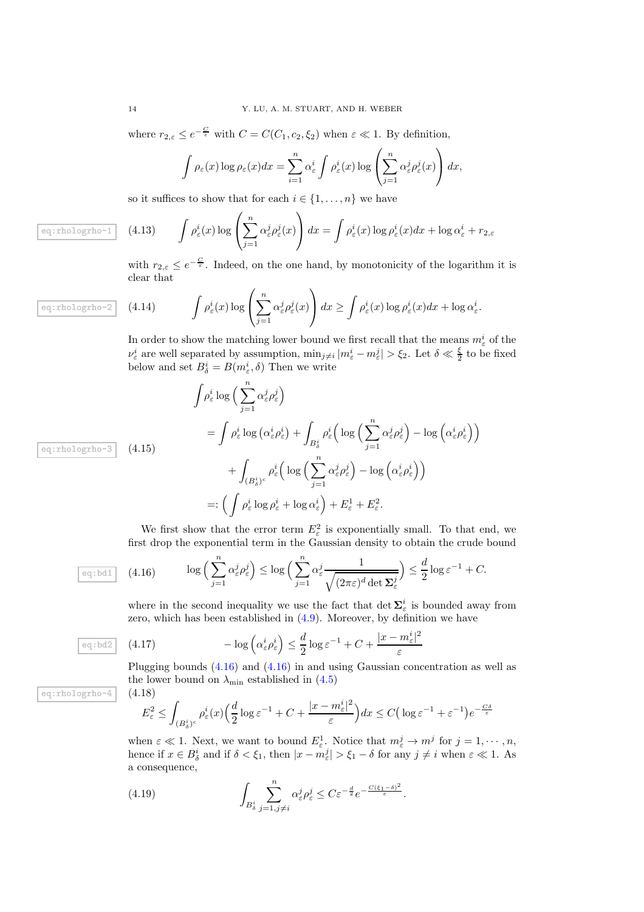where $r_{2,\varepsilon} \le e^{-\frac{C}{\varepsilon}}$ with $C = C(C_1, c_2, \xi_2)$ when $\varepsilon \ll 1$. By definition,

$$\int \rho_\varepsilon(x) \log \rho_\varepsilon(x) dx = \sum_{i=1}^n \alpha_\varepsilon^i \int \rho_\varepsilon^i(x) \log \left( \sum_{j=1}^n \alpha_\varepsilon^j \rho_\varepsilon^j(x) \right) dx,$$

so it suffices to show that for each $i \in \{1, \dots, n\}$ we have

$$\int \rho_\varepsilon^i(x) \log \left( \sum_{j=1}^n \alpha_\varepsilon^j \rho_\varepsilon^j(x) \right) dx = \int \rho_\varepsilon^i(x) \log \rho_\varepsilon^i(x) dx + \log \alpha_\varepsilon^i + r_{2,\varepsilon} \tag{4.13}$$

with $r_{2,\varepsilon} \le e^{-\frac{C}{\varepsilon}}$. Indeed, on the one hand, by monotonicity of the logarithm it is clear that

$$\int \rho_\varepsilon^i(x) \log \left( \sum_{j=1}^n \alpha_\varepsilon^j \rho_\varepsilon^j(x) \right) dx \ge \int \rho_\varepsilon^i(x) \log \rho_\varepsilon^i(x) dx + \log \alpha_\varepsilon^i. \tag{4.14}$$

In order to show the matching lower bound we first recall that the means $m_\varepsilon^i$ of the $\nu_\varepsilon^i$ are well separated by assumption, $\min_{j \neq i} |m_\varepsilon^i - m_\varepsilon^j| > \xi_2$. Let $\delta \ll \frac{\xi}{2}$ to be fixed below and set $B_\delta^i = B(m_\varepsilon^i, \delta)$ Then we write

$$\begin{aligned}
&\int \rho_\varepsilon^i \log \Big( \sum_{j=1}^n \alpha_\varepsilon^j \rho_\varepsilon^j \Big) \\
&= \int \rho_\varepsilon^i \log \big( \alpha_\varepsilon^i \rho_\varepsilon^i \big) + \int_{B_\delta^i} \rho_\varepsilon^i \Big( \log \Big( \sum_{j=1}^n \alpha_\varepsilon^j \rho_\varepsilon^j \Big) - \log \Big( \alpha_\varepsilon^i \rho_\varepsilon^i \Big) \Big) \\
&\quad + \int_{(B_\delta^i)^c} \rho_\varepsilon^i \Big( \log \Big( \sum_{j=1}^n \alpha_\varepsilon^j \rho_\varepsilon^j \Big) - \log \Big( \alpha_\varepsilon^i \rho_\varepsilon^i \Big) \Big) \\
&=: \Big( \int \rho_\varepsilon^i \log \rho_\varepsilon^i + \log \alpha_\varepsilon^i \Big) + E_\varepsilon^1 + E_\varepsilon^2.
\end{aligned} \tag{4.15}$$

We first show that the error term $E_\varepsilon^2$ is exponentially small. To that end, we first drop the exponential term in the Gaussian density to obtain the crude bound

$$\log \Big( \sum_{j=1}^n \alpha_\varepsilon^j \rho_\varepsilon^j \Big) \le \log \Big( \sum_{j=1}^n \alpha_\varepsilon^j \frac{1}{\sqrt{(2\pi\varepsilon)^d \det \mathbf{\Sigma}_\varepsilon^j}} \Big) \le \frac{d}{2} \log \varepsilon^{-1} + C. \tag{4.16}$$

where in the second inequality we use the fact that $\det \mathbf{\Sigma}_\varepsilon^i$ is bounded away from zero, which has been established in (4.9). Moreover, by definition we have

$$-\log \Big( \alpha_\varepsilon^i \rho_\varepsilon^i \Big) \le \frac{d}{2} \log \varepsilon^{-1} + C + \frac{|x - m_\varepsilon^i|^2}{\varepsilon} \tag{4.17}$$

Plugging bounds (4.16) and (4.16) in and using Gaussian concentration as well as the lower bound on $\lambda_{\min}$ established in (4.5)

$$E_\varepsilon^2 \le \int_{(B_\delta^i)^c} \rho_\varepsilon^i(x) \Big( \frac{d}{2} \log \varepsilon^{-1} + C + \frac{|x - m_\varepsilon^i|^2}{\varepsilon} \Big) dx \le C \big( \log \varepsilon^{-1} + \varepsilon^{-1} \big) e^{-\frac{C\delta}{\varepsilon}} \tag{4.18}$$

when $\varepsilon \ll 1$. Next, we want to bound $E_\varepsilon^1$. Notice that $m_\varepsilon^j \to m^j$ for $j = 1, \cdots, n$, hence if $x \in B_\delta^i$ and if $\delta < \xi_1$, then $|x - m_\varepsilon^j| > \xi_1 - \delta$ for any $j \neq i$ when $\varepsilon \ll 1$. As a consequence,

$$\int_{B_\delta^i} \sum_{j=1, j \neq i}^n \alpha_\varepsilon^j \rho_\varepsilon^j \le C \varepsilon^{-\frac{d}{2}} e^{-\frac{C(\xi_1 - \delta)^2}{\varepsilon}}. \tag{4.19}$$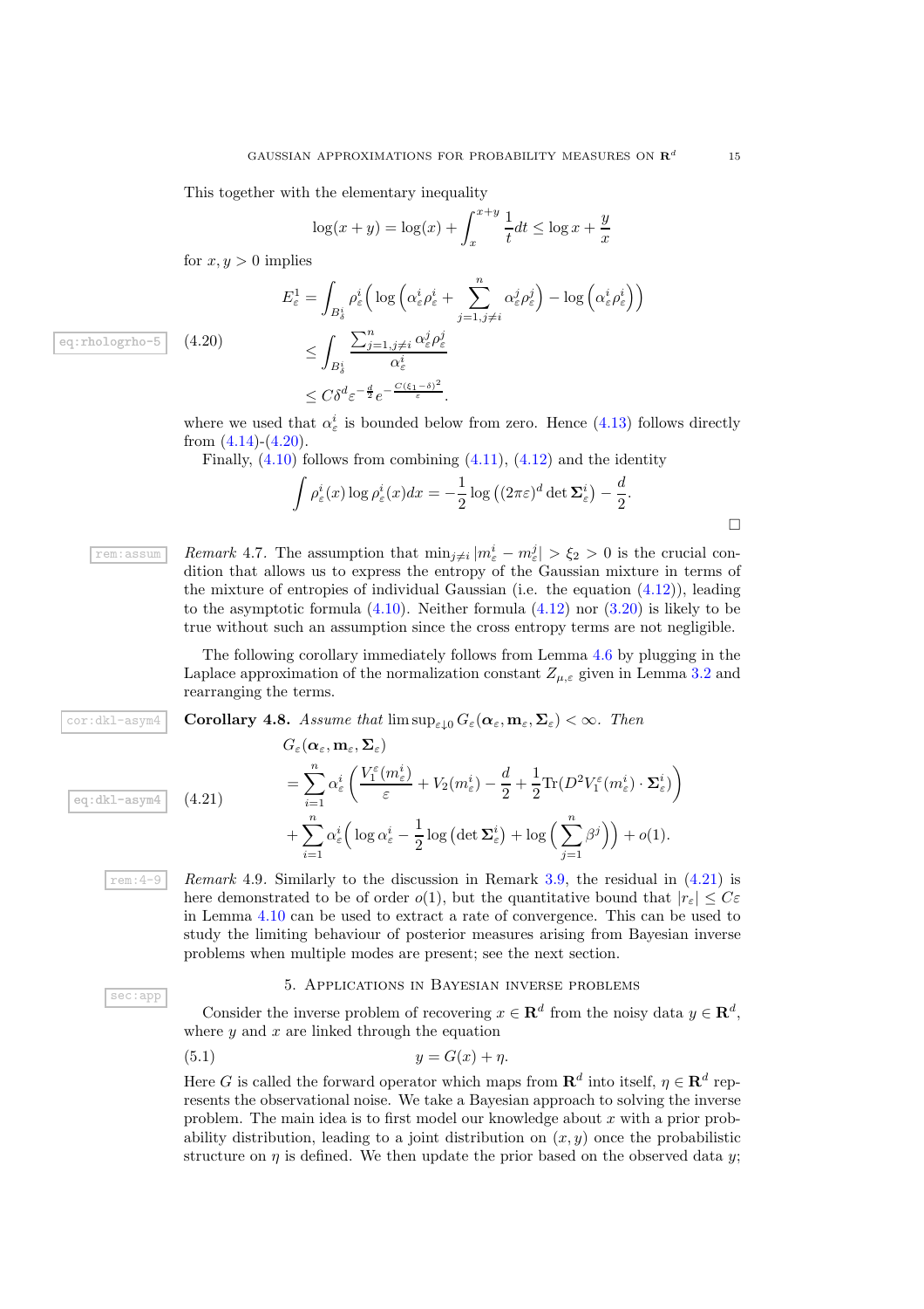This together with the elementary inequality

$$\log(x+y) = \log(x) + \int_x^{x+y} \frac{1}{t} dt \leq \log x + \frac{y}{x}$$

for $x, y > 0$ implies

$$\begin{aligned}
E^1_\varepsilon &= \int_{B^i_\delta} \rho^i_\varepsilon \Big( \log \Big( \alpha^i_\varepsilon \rho^i_\varepsilon + \sum_{j=1, j\neq i}^n \alpha^j_\varepsilon \rho^j_\varepsilon \Big) - \log \Big( \alpha^i_\varepsilon \rho^i_\varepsilon \Big) \Big) \\
&\leq \int_{B^i_\delta} \frac{\sum_{j=1, j\neq i}^n \alpha^j_\varepsilon \rho^j_\varepsilon}{\alpha^i_\varepsilon} \\
&\leq C \delta^d \varepsilon^{-\frac{d}{2}} e^{-\frac{C(\xi_1 - \delta)^2}{\varepsilon}}.
\end{aligned} \tag{4.20}$$

where we used that $\alpha^i_\varepsilon$ is bounded below from zero. Hence (4.13) follows directly from (4.14)-(4.20).

Finally, (4.10) follows from combining (4.11), (4.12) and the identity

$$\int \rho^i_\varepsilon(x) \log \rho^i_\varepsilon(x) dx = -\frac{1}{2} \log \left( (2\pi\varepsilon)^d \det \mathbf{\Sigma}^i_\varepsilon \right) - \frac{d}{2}.$$

□

*Remark* 4.7. The assumption that $\min_{j\neq i} |m^i_\varepsilon - m^j_\varepsilon| > \xi_2 > 0$ is the crucial condition that allows us to express the entropy of the Gaussian mixture in terms of the mixture of entropies of individual Gaussian (i.e. the equation (4.12)), leading to the asymptotic formula (4.10). Neither formula (4.12) nor (3.20) is likely to be true without such an assumption since the cross entropy terms are not negligible.

The following corollary immediately follows from Lemma 4.6 by plugging in the Laplace approximation of the normalization constant $Z_{\mu,\varepsilon}$ given in Lemma 3.2 and rearranging the terms.

**Corollary 4.8.** *Assume that* $\limsup_{\varepsilon\downarrow 0} G_\varepsilon(\boldsymbol{\alpha}_\varepsilon, \mathbf{m}_\varepsilon, \mathbf{\Sigma}_\varepsilon) < \infty$. *Then*

$$\begin{aligned}
&G_\varepsilon(\boldsymbol{\alpha}_\varepsilon, \mathbf{m}_\varepsilon, \mathbf{\Sigma}_\varepsilon) \\
&= \sum_{i=1}^n \alpha^i_\varepsilon \Big( \frac{V^\varepsilon_1(m^i_\varepsilon)}{\varepsilon} + V_2(m^i_\varepsilon) - \frac{d}{2} + \frac{1}{2} \mathrm{Tr}(D^2 V^\varepsilon_1(m^i_\varepsilon) \cdot \mathbf{\Sigma}^i_\varepsilon) \Big) \\
&+ \sum_{i=1}^n \alpha^i_\varepsilon \Big( \log \alpha^i_\varepsilon - \frac{1}{2} \log \left( \det \mathbf{\Sigma}^i_\varepsilon \right) + \log \Big( \sum_{j=1}^n \beta^j \Big) \Big) + o(1).
\end{aligned} \tag{4.21}$$

*Remark* 4.9. Similarly to the discussion in Remark 3.9, the residual in (4.21) is here demonstrated to be of order $o(1)$, but the quantitative bound that $|r_\varepsilon| \leq C\varepsilon$ in Lemma 4.10 can be used to extract a rate of convergence. This can be used to study the limiting behaviour of posterior measures arising from Bayesian inverse problems when multiple modes are present; see the next section.

## 5. Applications in Bayesian inverse problems

Consider the inverse problem of recovering $x \in \mathbf{R}^d$ from the noisy data $y \in \mathbf{R}^d$, where $y$ and $x$ are linked through the equation

$$y = G(x) + \eta. \tag{5.1}$$

Here $G$ is called the forward operator which maps from $\mathbf{R}^d$ into itself, $\eta \in \mathbf{R}^d$ represents the observational noise. We take a Bayesian approach to solving the inverse problem. The main idea is to first model our knowledge about $x$ with a prior probability distribution, leading to a joint distribution on $(x, y)$ once the probabilistic structure on $\eta$ is defined. We then update the prior based on the observed data $y$;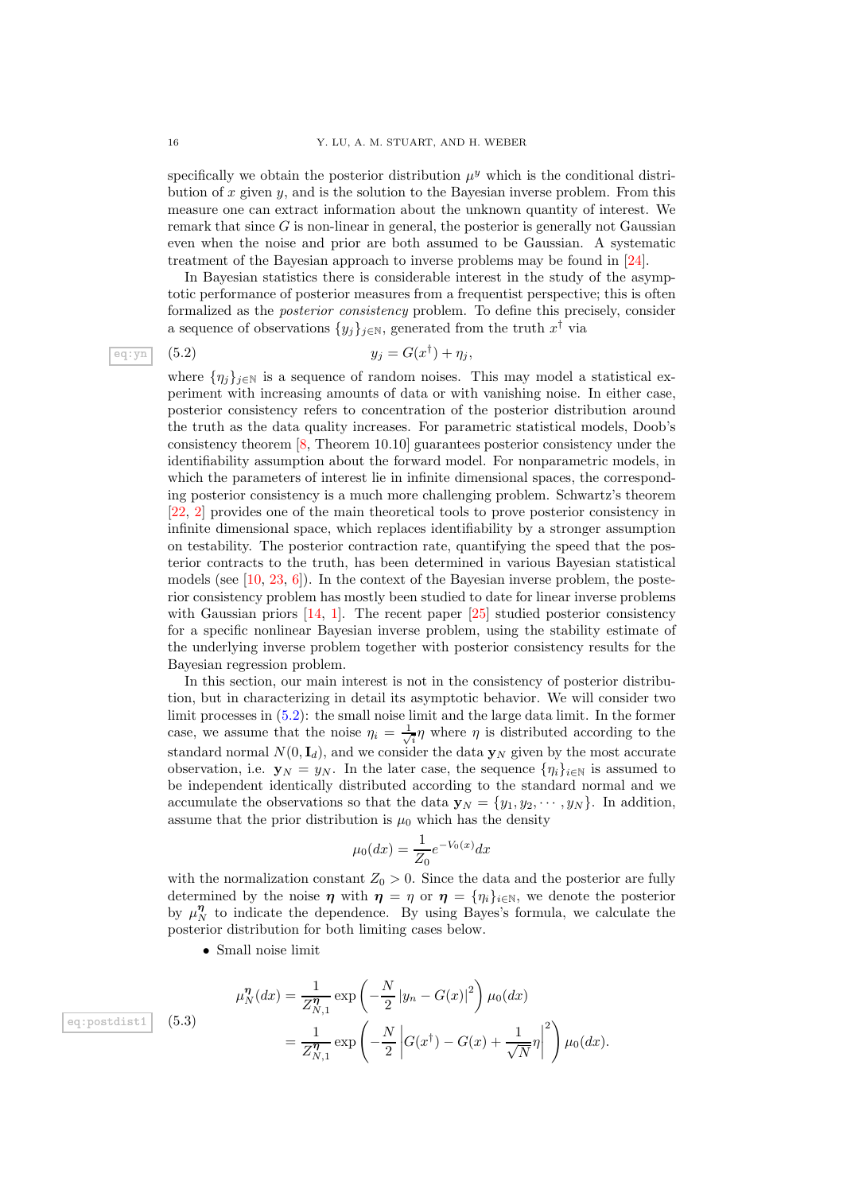specifically we obtain the posterior distribution $\mu^y$ which is the conditional distribution of $x$ given $y$, and is the solution to the Bayesian inverse problem. From this measure one can extract information about the unknown quantity of interest. We remark that since $G$ is non-linear in general, the posterior is generally not Gaussian even when the noise and prior are both assumed to be Gaussian. A systematic treatment of the Bayesian approach to inverse problems may be found in [24].

In Bayesian statistics there is considerable interest in the study of the asymptotic performance of posterior measures from a frequentist perspective; this is often formalized as the *posterior consistency* problem. To define this precisely, consider a sequence of observations $\{y_j\}_{j\in\mathbb{N}}$, generated from the truth $x^\dagger$ via

$$y_j = G(x^\dagger) + \eta_j, \tag{5.2}$$

where $\{\eta_j\}_{j\in\mathbb{N}}$ is a sequence of random noises. This may model a statistical experiment with increasing amounts of data or with vanishing noise. In either case, posterior consistency refers to concentration of the posterior distribution around the truth as the data quality increases. For parametric statistical models, Doob's consistency theorem [8, Theorem 10.10] guarantees posterior consistency under the identifiability assumption about the forward model. For nonparametric models, in which the parameters of interest lie in infinite dimensional spaces, the corresponding posterior consistency is a much more challenging problem. Schwartz's theorem [22, 2] provides one of the main theoretical tools to prove posterior consistency in infinite dimensional space, which replaces identifiability by a stronger assumption on testability. The posterior contraction rate, quantifying the speed that the posterior contracts to the truth, has been determined in various Bayesian statistical models (see [10, 23, 6]). In the context of the Bayesian inverse problem, the posterior consistency problem has mostly been studied to date for linear inverse problems with Gaussian priors [14, 1]. The recent paper [25] studied posterior consistency for a specific nonlinear Bayesian inverse problem, using the stability estimate of the underlying inverse problem together with posterior consistency results for the Bayesian regression problem.

In this section, our main interest is not in the consistency of posterior distribution, but in characterizing in detail its asymptotic behavior. We will consider two limit processes in (5.2): the small noise limit and the large data limit. In the former case, we assume that the noise $\eta_i = \frac{1}{\sqrt{i}}\eta$ where $\eta$ is distributed according to the standard normal $N(0,\mathbf{I}_d)$, and we consider the data $\mathbf{y}_N$ given by the most accurate observation, i.e. $\mathbf{y}_N = y_N$. In the later case, the sequence $\{\eta_i\}_{i\in\mathbb{N}}$ is assumed to be independent identically distributed according to the standard normal and we accumulate the observations so that the data $\mathbf{y}_N = \{y_1, y_2, \cdots, y_N\}$. In addition, assume that the prior distribution is $\mu_0$ which has the density

$$\mu_0(dx) = \frac{1}{Z_0}e^{-V_0(x)}dx$$

with the normalization constant $Z_0 > 0$. Since the data and the posterior are fully determined by the noise $\boldsymbol{\eta}$ with $\boldsymbol{\eta} = \eta$ or $\boldsymbol{\eta} = \{\eta_i\}_{i\in\mathbb{N}}$, we denote the posterior by $\mu_N^{\boldsymbol{\eta}}$ to indicate the dependence. By using Bayes's formula, we calculate the posterior distribution for both limiting cases below.

- Small noise limit

$$\begin{aligned}
\mu_N^{\boldsymbol{\eta}}(dx) &= \frac{1}{Z_{N,1}^{\boldsymbol{\eta}}}\exp\left(-\frac{N}{2}\left|y_n - G(x)\right|^2\right)\mu_0(dx)\\
&= \frac{1}{Z_{N,1}^{\boldsymbol{\eta}}}\exp\left(-\frac{N}{2}\left|G(x^\dagger) - G(x) + \frac{1}{\sqrt{N}}\eta\right|^2\right)\mu_0(dx).
\end{aligned} \tag{5.3}$$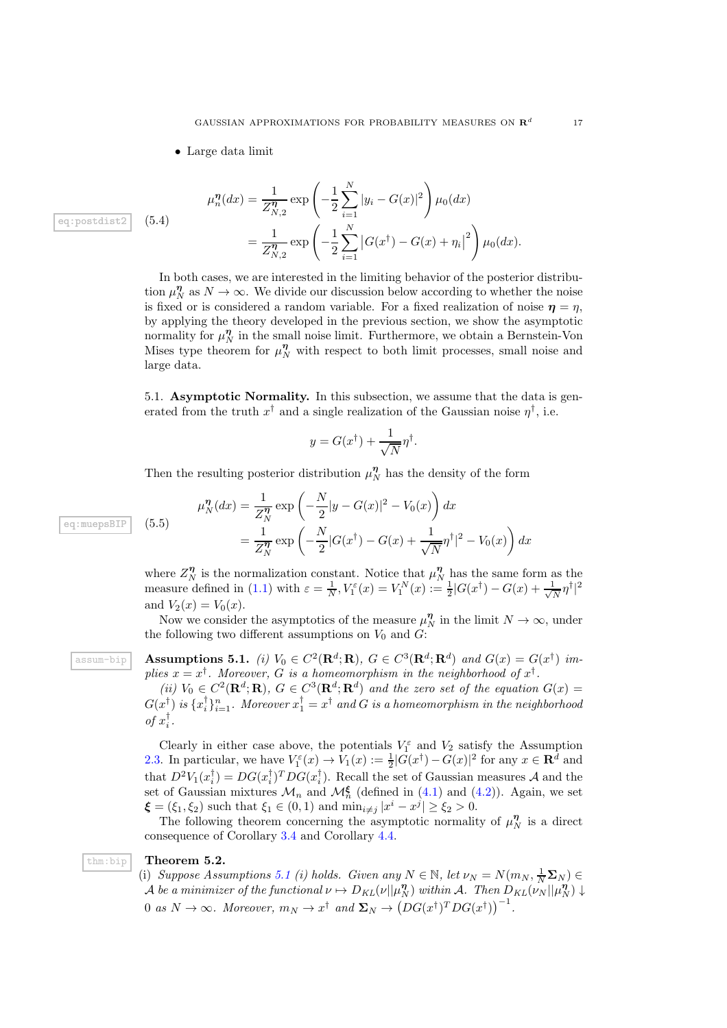- Large data limit

$$
\begin{aligned}
\mu_n^{\boldsymbol{\eta}}(dx) &= \frac{1}{Z_{N,2}^{\boldsymbol{\eta}}} \exp\left(-\frac{1}{2}\sum_{i=1}^{N} |y_i - G(x)|^2\right) \mu_0(dx) \\
&= \frac{1}{Z_{N,2}^{\boldsymbol{\eta}}} \exp\left(-\frac{1}{2}\sum_{i=1}^{N} \left|G(x^\dagger) - G(x) + \eta_i\right|^2\right) \mu_0(dx).
\end{aligned} \tag{5.4}
$$

In both cases, we are interested in the limiting behavior of the posterior distribution $\mu_N^{\boldsymbol{\eta}}$ as $N \to \infty$. We divide our discussion below according to whether the noise is fixed or is considered a random variable. For a fixed realization of noise $\boldsymbol{\eta} = \eta$, by applying the theory developed in the previous section, we show the asymptotic normality for $\mu_N^{\boldsymbol{\eta}}$ in the small noise limit. Furthermore, we obtain a Bernstein-Von Mises type theorem for $\mu_N^{\boldsymbol{\eta}}$ with respect to both limit processes, small noise and large data.

## 5.1. Asymptotic Normality.

In this subsection, we assume that the data is generated from the truth $x^\dagger$ and a single realization of the Gaussian noise $\eta^\dagger$, i.e.

$$
y = G(x^\dagger) + \frac{1}{\sqrt{N}}\eta^\dagger.
$$

Then the resulting posterior distribution $\mu_N^{\boldsymbol{\eta}}$ has the density of the form

$$
\begin{aligned}
\mu_N^{\boldsymbol{\eta}}(dx) &= \frac{1}{Z_N^{\boldsymbol{\eta}}} \exp\left(-\frac{N}{2}|y - G(x)|^2 - V_0(x)\right) dx \\
&= \frac{1}{Z_N^{\boldsymbol{\eta}}} \exp\left(-\frac{N}{2}|G(x^\dagger) - G(x) + \frac{1}{\sqrt{N}}\eta^\dagger|^2 - V_0(x)\right) dx
\end{aligned} \tag{5.5}
$$

where $Z_N^{\boldsymbol{\eta}}$ is the normalization constant. Notice that $\mu_N^{\boldsymbol{\eta}}$ has the same form as the measure defined in (1.1) with $\varepsilon = \frac{1}{N}, V_1^\varepsilon(x) = V_1^N(x) := \frac{1}{2}|G(x^\dagger) - G(x) + \frac{1}{\sqrt{N}}\eta^\dagger|^2$ and $V_2(x) = V_0(x)$.

Now we consider the asymptotics of the measure $\mu_N^{\boldsymbol{\eta}}$ in the limit $N \to \infty$, under the following two different assumptions on $V_0$ and $G$:

**Assumptions 5.1.** *(i) $V_0 \in C^2(\mathbf{R}^d;\mathbf{R})$, $G \in C^3(\mathbf{R}^d;\mathbf{R}^d)$ and $G(x) = G(x^\dagger)$ implies $x = x^\dagger$. Moreover, $G$ is a homeomorphism in the neighborhood of $x^\dagger$.*

*(ii) $V_0 \in C^2(\mathbf{R}^d;\mathbf{R})$, $G \in C^3(\mathbf{R}^d;\mathbf{R}^d)$ and the zero set of the equation $G(x) = G(x^\dagger)$ is $\{x_i^\dagger\}_{i=1}^n$. Moreover $x_1^\dagger = x^\dagger$ and $G$ is a homeomorphism in the neighborhood of $x_i^\dagger$.*

Clearly in either case above, the potentials $V_1^\varepsilon$ and $V_2$ satisfy the Assumption 2.3. In particular, we have $V_1^\varepsilon(x) \to V_1(x) := \frac{1}{2}|G(x^\dagger) - G(x)|^2$ for any $x \in \mathbf{R}^d$ and that $D^2 V_1(x_i^\dagger) = DG(x_i^\dagger)^T DG(x_i^\dagger)$. Recall the set of Gaussian measures $\mathcal{A}$ and the set of Gaussian mixtures $\mathcal{M}_n$ and $\mathcal{M}_n^{\boldsymbol{\xi}}$ (defined in (4.1) and (4.2)). Again, we set $\boldsymbol{\xi} = (\xi_1, \xi_2)$ such that $\xi_1 \in (0,1)$ and $\min_{i\neq j} |x^i - x^j| \geq \xi_2 > 0$.

The following theorem concerning the asymptotic normality of $\mu_N^{\boldsymbol{\eta}}$ is a direct consequence of Corollary 3.4 and Corollary 4.4.

**Theorem 5.2.**

(i) *Suppose Assumptions 5.1 (i) holds. Given any $N \in \mathbb{N}$, let $\nu_N = N(m_N, \frac{1}{N}\boldsymbol{\Sigma}_N) \in \mathcal{A}$ be a minimizer of the functional $\nu \mapsto D_{KL}(\nu||\mu_N^{\boldsymbol{\eta}})$ within $\mathcal{A}$. Then $D_{KL}(\nu_N||\mu_N^{\boldsymbol{\eta}}) \downarrow 0$ as $N \to \infty$. Moreover, $m_N \to x^\dagger$ and $\boldsymbol{\Sigma}_N \to \left(DG(x^\dagger)^T DG(x^\dagger)\right)^{-1}$.*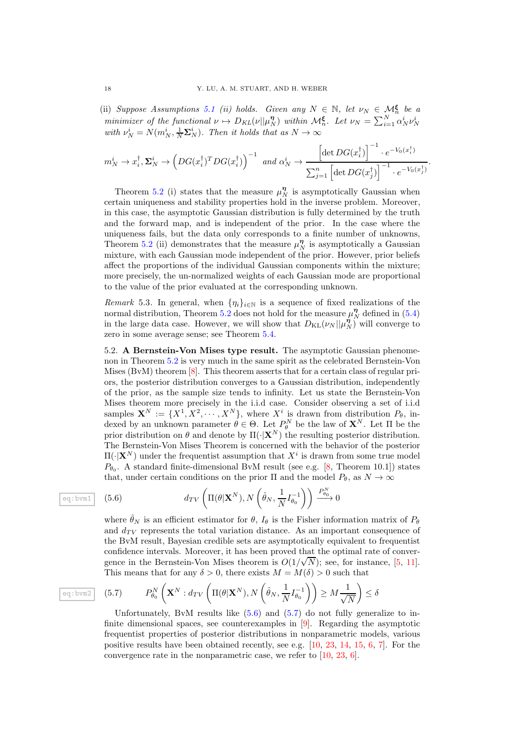(ii) *Suppose Assumptions 5.1 (ii) holds. Given any $N \in \mathbb{N}$, let $\nu_N \in \mathcal{M}_n^{\boldsymbol{\xi}}$ be a minimizer of the functional $\nu \mapsto D_{KL}(\nu||\mu_N^{\boldsymbol{\eta}})$ within $\mathcal{M}_n^{\boldsymbol{\xi}}$. Let $\nu_N = \sum_{i=1}^N \alpha_N^i \nu_N^i$ with $\nu_N^i = N(m_N^i, \frac{1}{N}\mathbf{\Sigma}_N^i)$. Then it holds that as $N \to \infty$*

$$m_N^i \to x_i^\dagger, \mathbf{\Sigma}_N^i \to \left(DG(x_i^\dagger)^T DG(x_i^\dagger)\right)^{-1} \text{ and } \alpha_N^i \to \frac{\left[\det DG(x_i^\dagger)\right]^{-1} \cdot e^{-V_0(x_i^\dagger)}}{\sum_{j=1}^n \left[\det DG(x_j^\dagger)\right]^{-1} \cdot e^{-V_0(x_j^\dagger)}}.$$

Theorem 5.2 (i) states that the measure $\mu_N^{\boldsymbol{\eta}}$ is asymptotically Gaussian when certain uniqueness and stability properties hold in the inverse problem. Moreover, in this case, the asymptotic Gaussian distribution is fully determined by the truth and the forward map, and is independent of the prior. In the case where the uniqueness fails, but the data only corresponds to a finite number of unknowns, Theorem 5.2 (ii) demonstrates that the measure $\mu_N^{\boldsymbol{\eta}}$ is asymptotically a Gaussian mixture, with each Gaussian mode independent of the prior. However, prior beliefs affect the proportions of the individual Gaussian components within the mixture; more precisely, the un-normalized weights of each Gaussian mode are proportional to the value of the prior evaluated at the corresponding unknown.

*Remark* 5.3. In general, when $\{\eta_i\}_{i\in\mathbb{N}}$ is a sequence of fixed realizations of the normal distribution, Theorem 5.2 does not hold for the measure $\mu_N^{\boldsymbol{\eta}}$ defined in (5.4) in the large data case. However, we will show that $D_{\mathrm{KL}}(\nu_N||\mu_N^{\boldsymbol{\eta}})$ will converge to zero in some average sense; see Theorem 5.4.

### 5.2. **A Bernstein-Von Mises type result.**

The asymptotic Gaussian phenomenon in Theorem 5.2 is very much in the same spirit as the celebrated Bernstein-Von Mises (BvM) theorem [8]. This theorem asserts that for a certain class of regular priors, the posterior distribution converges to a Gaussian distribution, independently of the prior, as the sample size tends to infinity. Let us state the Bernstein-Von Mises theorem more precisely in the i.i.d case. Consider observing a set of i.i.d samples $\mathbf{X}^N := \{X^1, X^2, \cdots, X^N\}$, where $X^i$ is drawn from distribution $P_\theta$, indexed by an unknown parameter $\theta \in \Theta$. Let $P_\theta^N$ be the law of $\mathbf{X}^N$. Let $\Pi$ be the prior distribution on $\theta$ and denote by $\Pi(\cdot|\mathbf{X}^N)$ the resulting posterior distribution. The Bernstein-Von Mises Theorem is concerned with the behavior of the posterior $\Pi(\cdot|\mathbf{X}^N)$ under the frequentist assumption that $X^i$ is drawn from some true model $P_{\theta_0}$. A standard finite-dimensional BvM result (see e.g. [8, Theorem 10.1]) states that, under certain conditions on the prior $\Pi$ and the model $P_\theta$, as $N \to \infty$

$$d_{TV}\left(\Pi(\theta|\mathbf{X}^N), N\left(\hat{\theta}_N, \frac{1}{N}I_{\theta_0}^{-1}\right)\right) \xrightarrow{P_{\theta_0}^N} 0 \tag{5.6}$$

where $\hat{\theta}_N$ is an efficient estimator for $\theta$, $I_\theta$ is the Fisher information matrix of $P_\theta$ and $d_{TV}$ represents the total variation distance. As an important consequence of the BvM result, Bayesian credible sets are asymptotically equivalent to frequentist confidence intervals. Moreover, it has been proved that the optimal rate of convergence in the Bernstein-Von Mises theorem is $O(1/\sqrt{N})$; see, for instance, [5, 11]. This means that for any $\delta > 0$, there exists $M = M(\delta) > 0$ such that

$$P_{\theta_0}^N\left(\mathbf{X}^N : d_{TV}\left(\Pi(\theta|\mathbf{X}^N), N\left(\hat{\theta}_N, \frac{1}{N}I_{\theta_0}^{-1}\right)\right) \geq M\frac{1}{\sqrt{N}}\right) \leq \delta \tag{5.7}$$

Unfortunately, BvM results like (5.6) and (5.7) do not fully generalize to infinite dimensional spaces, see counterexamples in [9]. Regarding the asymptotic frequentist properties of posterior distributions in nonparametric models, various positive results have been obtained recently, see e.g. [10, 23, 14, 15, 6, 7]. For the convergence rate in the nonparametric case, we refer to [10, 23, 6].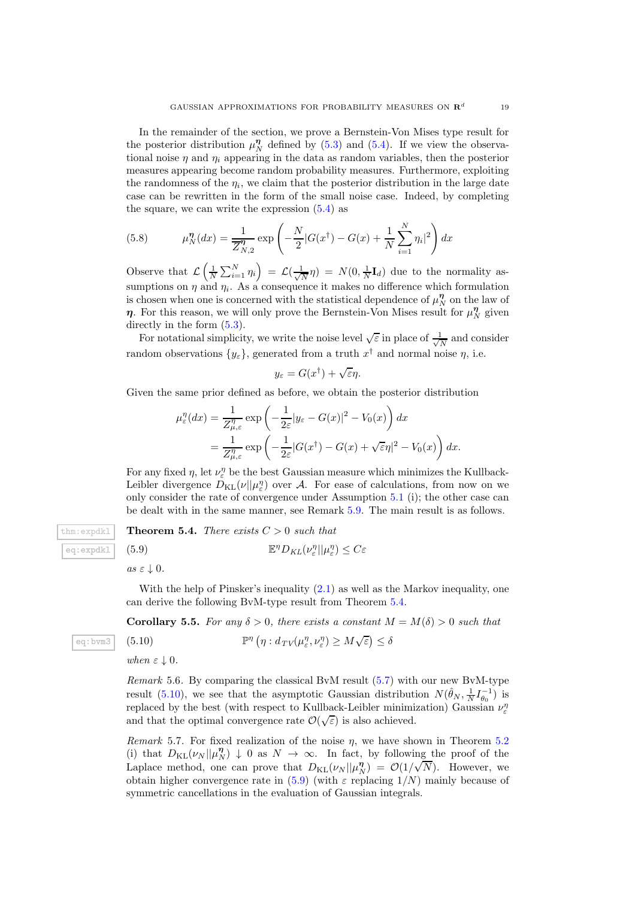In the remainder of the section, we prove a Bernstein-Von Mises type result for the posterior distribution $\mu_N^{\boldsymbol{\eta}}$ defined by (5.3) and (5.4). If we view the observational noise $\eta$ and $\eta_i$ appearing in the data as random variables, then the posterior measures appearing become random probability measures. Furthermore, exploiting the randomness of the $\eta_i$, we claim that the posterior distribution in the large date case can be rewritten in the form of the small noise case. Indeed, by completing the square, we can write the expression (5.4) as

$$\mu_N^{\boldsymbol{\eta}}(dx) = \frac{1}{\overline{Z}_{N,2}^{\boldsymbol{\eta}}} \exp\left(-\frac{N}{2}\left|G(x^\dagger) - G(x) + \frac{1}{N}\sum_{i=1}^N \eta_i\right|^2\right) dx \tag{5.8}$$

Observe that $\mathcal{L}\left(\frac{1}{N}\sum_{i=1}^N \eta_i\right) = \mathcal{L}(\frac{1}{\sqrt{N}}\eta) = N(0, \frac{1}{N}\mathbf{I}_d)$ due to the normality assumptions on $\eta$ and $\eta_i$. As a consequence it makes no difference which formulation is chosen when one is concerned with the statistical dependence of $\mu_N^{\boldsymbol{\eta}}$ on the law of $\boldsymbol{\eta}$. For this reason, we will only prove the Bernstein-Von Mises result for $\mu_N^{\boldsymbol{\eta}}$ given directly in the form (5.3).

For notational simplicity, we write the noise level $\sqrt{\varepsilon}$ in place of $\frac{1}{\sqrt{N}}$ and consider random observations $\{y_\varepsilon\}$, generated from a truth $x^\dagger$ and normal noise $\eta$, i.e.

$$y_\varepsilon = G(x^\dagger) + \sqrt{\varepsilon}\eta.$$

Given the same prior defined as before, we obtain the posterior distribution

$$\begin{aligned}
\mu_\varepsilon^\eta(dx) &= \frac{1}{Z_{\mu,\varepsilon}^\eta} \exp\left(-\frac{1}{2\varepsilon}|y_\varepsilon - G(x)|^2 - V_0(x)\right) dx \\
&= \frac{1}{Z_{\mu,\varepsilon}^\eta} \exp\left(-\frac{1}{2\varepsilon}|G(x^\dagger) - G(x) + \sqrt{\varepsilon}\eta|^2 - V_0(x)\right) dx.
\end{aligned}$$

For any fixed $\eta$, let $\nu_\varepsilon^\eta$ be the best Gaussian measure which minimizes the Kullback-Leibler divergence $D_{\mathrm{KL}}(\nu||\mu_\varepsilon^\eta)$ over $\mathcal{A}$. For ease of calculations, from now on we only consider the rate of convergence under Assumption 5.1 (i); the other case can be dealt with in the same manner, see Remark 5.9. The main result is as follows.

**Theorem 5.4.** *There exists $C > 0$ such that*

$$\mathbb{E}^\eta D_{KL}(\nu_\varepsilon^\eta||\mu_\varepsilon^\eta) \leq C\varepsilon \tag{5.9}$$

*as $\varepsilon \downarrow 0$.*

With the help of Pinsker's inequality (2.1) as well as the Markov inequality, one can derive the following BvM-type result from Theorem 5.4.

**Corollary 5.5.** *For any $\delta > 0$, there exists a constant $M = M(\delta) > 0$ such that*

$$\mathbb{P}^\eta\left(\eta : d_{TV}(\mu_\varepsilon^\eta, \nu_\varepsilon^\eta) \geq M\sqrt{\varepsilon}\right) \leq \delta \tag{5.10}$$

*when $\varepsilon \downarrow 0$.*

*Remark* 5.6. By comparing the classical BvM result (5.7) with our new BvM-type result (5.10), we see that the asymptotic Gaussian distribution $N(\hat{\theta}_N, \frac{1}{N}I_{\theta_0}^{-1})$ is replaced by the best (with respect to Kullback-Leibler minimization) Gaussian $\nu_\varepsilon^\eta$ and that the optimal convergence rate $\mathcal{O}(\sqrt{\varepsilon})$ is also achieved.

*Remark* 5.7. For fixed realization of the noise $\eta$, we have shown in Theorem 5.2 (i) that $D_{\mathrm{KL}}(\nu_N||\mu_N^{\boldsymbol{\eta}}) \downarrow 0$ as $N \to \infty$. In fact, by following the proof of the Laplace method, one can prove that $D_{\mathrm{KL}}(\nu_N||\mu_N^{\boldsymbol{\eta}}) = \mathcal{O}(1/\sqrt{N})$. However, we obtain higher convergence rate in (5.9) (with $\varepsilon$ replacing $1/N$) mainly because of symmetric cancellations in the evaluation of Gaussian integrals.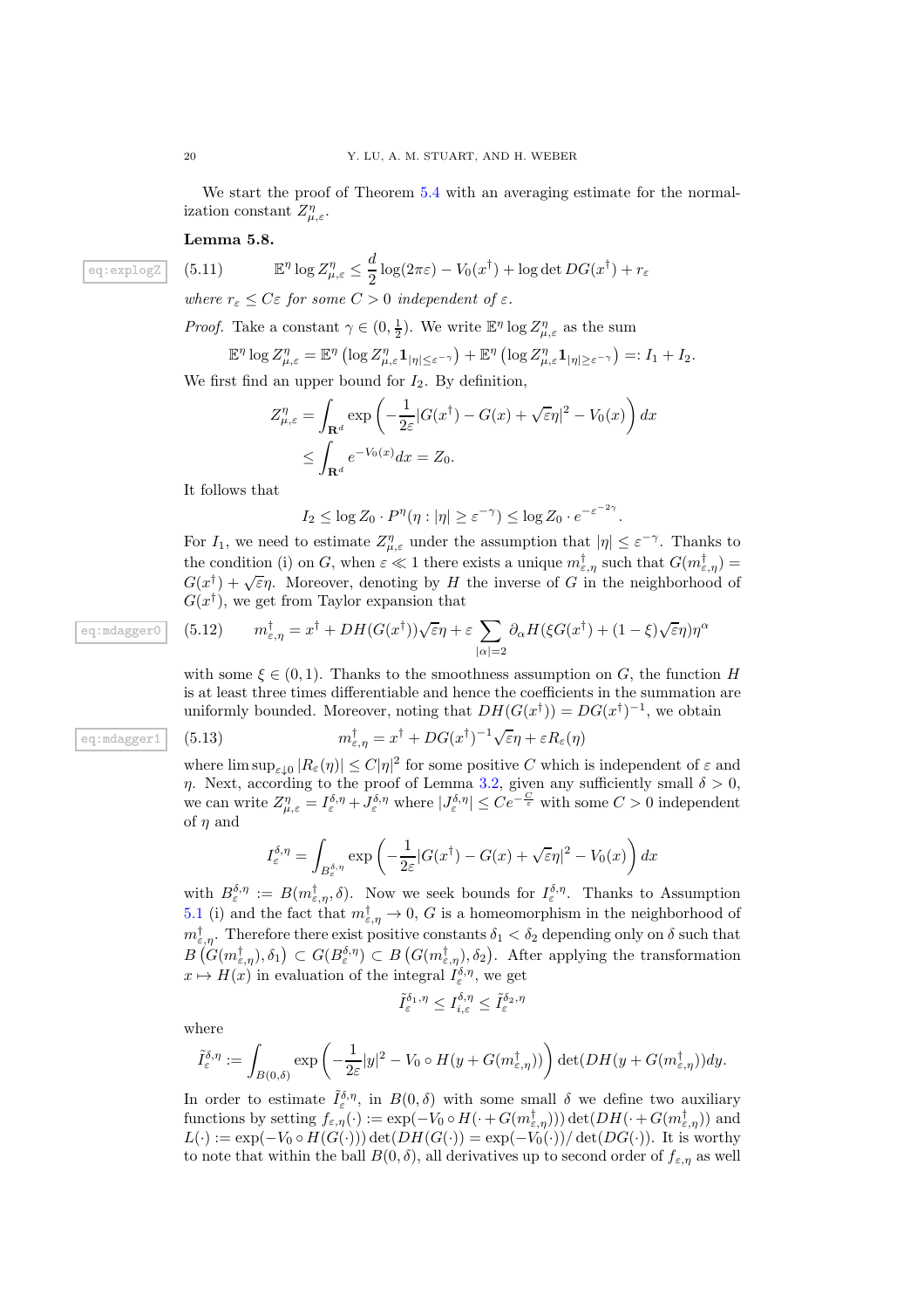We start the proof of Theorem 5.4 with an averaging estimate for the normalization constant $Z^\eta_{\mu,\varepsilon}$.

**Lemma 5.8.**

$$\mathbb{E}^\eta \log Z^\eta_{\mu,\varepsilon} \leq \frac{d}{2}\log(2\pi\varepsilon) - V_0(x^\dagger) + \log\det DG(x^\dagger) + r_\varepsilon \tag{5.11}$$

*where $r_\varepsilon \leq C\varepsilon$ for some $C>0$ independent of $\varepsilon$.*

*Proof.* Take a constant $\gamma \in (0,\frac{1}{2})$. We write $\mathbb{E}^\eta \log Z^\eta_{\mu,\varepsilon}$ as the sum

$$\mathbb{E}^\eta \log Z^\eta_{\mu,\varepsilon} = \mathbb{E}^\eta\left(\log Z^\eta_{\mu,\varepsilon}\mathbf{1}_{|\eta|\leq\varepsilon^{-\gamma}}\right) + \mathbb{E}^\eta\left(\log Z^\eta_{\mu,\varepsilon}\mathbf{1}_{|\eta|\geq\varepsilon^{-\gamma}}\right) =: I_1 + I_2.$$

We first find an upper bound for $I_2$. By definition,

$$\begin{aligned}
Z^\eta_{\mu,\varepsilon} &= \int_{\mathbf{R}^d} \exp\left(-\frac{1}{2\varepsilon}|G(x^\dagger) - G(x) + \sqrt{\varepsilon}\eta|^2 - V_0(x)\right)dx\\
&\leq \int_{\mathbf{R}^d} e^{-V_0(x)}dx = Z_0.
\end{aligned}$$

It follows that

$$I_2 \leq \log Z_0 \cdot P^\eta(\eta : |\eta| \geq \varepsilon^{-\gamma}) \leq \log Z_0 \cdot e^{-\varepsilon^{-2\gamma}}.$$

For $I_1$, we need to estimate $Z^\eta_{\mu,\varepsilon}$ under the assumption that $|\eta| \leq \varepsilon^{-\gamma}$. Thanks to the condition (i) on $G$, when $\varepsilon \ll 1$ there exists a unique $m^\dagger_{\varepsilon,\eta}$ such that $G(m^\dagger_{\varepsilon,\eta}) = G(x^\dagger) + \sqrt{\varepsilon}\eta$. Moreover, denoting by $H$ the inverse of $G$ in the neighborhood of $G(x^\dagger)$, we get from Taylor expansion that

$$m^\dagger_{\varepsilon,\eta} = x^\dagger + DH(G(x^\dagger))\sqrt{\varepsilon}\eta + \varepsilon\sum_{|\alpha|=2}\partial_\alpha H(\xi G(x^\dagger) + (1-\xi)\sqrt{\varepsilon}\eta)\eta^\alpha \tag{5.12}$$

with some $\xi \in (0,1)$. Thanks to the smoothness assumption on $G$, the function $H$ is at least three times differentiable and hence the coefficients in the summation are uniformly bounded. Moreover, noting that $DH(G(x^\dagger)) = DG(x^\dagger)^{-1}$, we obtain

$$m^\dagger_{\varepsilon,\eta} = x^\dagger + DG(x^\dagger)^{-1}\sqrt{\varepsilon}\eta + \varepsilon R_\varepsilon(\eta) \tag{5.13}$$

where $\limsup_{\varepsilon\downarrow 0}|R_\varepsilon(\eta)| \leq C|\eta|^2$ for some positive $C$ which is independent of $\varepsilon$ and $\eta$. Next, according to the proof of Lemma 3.2, given any sufficiently small $\delta > 0$, we can write $Z^\eta_{\mu,\varepsilon} = I^{\delta,\eta}_\varepsilon + J^{\delta,\eta}_\varepsilon$ where $|J^{\delta,\eta}_\varepsilon| \leq Ce^{-\frac{C}{\varepsilon}}$ with some $C>0$ independent of $\eta$ and

$$I^{\delta,\eta}_\varepsilon = \int_{B^{\delta,\eta}_\varepsilon} \exp\left(-\frac{1}{2\varepsilon}|G(x^\dagger) - G(x) + \sqrt{\varepsilon}\eta|^2 - V_0(x)\right)dx$$

with $B^{\delta,\eta}_\varepsilon := B(m^\dagger_{\varepsilon,\eta},\delta)$. Now we seek bounds for $I^{\delta,\eta}_\varepsilon$. Thanks to Assumption 5.1 (i) and the fact that $m^\dagger_{\varepsilon,\eta} \to 0$, $G$ is a homeomorphism in the neighborhood of $m^\dagger_{\varepsilon,\eta}$. Therefore there exist positive constants $\delta_1 < \delta_2$ depending only on $\delta$ such that $B\left(G(m^\dagger_{\varepsilon,\eta}),\delta_1\right) \subset G(B^{\delta,\eta}_\varepsilon) \subset B\left(G(m^\dagger_{\varepsilon,\eta}),\delta_2\right)$. After applying the transformation $x \mapsto H(x)$ in evaluation of the integral $I^{\delta,\eta}_\varepsilon$, we get

$$\tilde{I}^{\delta_1,\eta}_\varepsilon \leq I^{\delta,\eta}_{i,\varepsilon} \leq \tilde{I}^{\delta_2,\eta}_\varepsilon$$

where

$$\tilde{I}^{\delta,\eta}_\varepsilon := \int_{B(0,\delta)} \exp\left(-\frac{1}{2\varepsilon}|y|^2 - V_0\circ H(y + G(m^\dagger_{\varepsilon,\eta}))\right)\det(DH(y + G(m^\dagger_{\varepsilon,\eta}))dy.$$

In order to estimate $\tilde{I}^{\delta,\eta}_\varepsilon$, in $B(0,\delta)$ with some small $\delta$ we define two auxiliary functions by setting $f_{\varepsilon,\eta}(\cdot) := \exp(-V_0\circ H(\cdot + G(m^\dagger_{\varepsilon,\eta})))\det(DH(\cdot + G(m^\dagger_{\varepsilon,\eta}))$ and $L(\cdot) := \exp(-V_0\circ H(G(\cdot)))\det(DH(G(\cdot)) = \exp(-V_0(\cdot))/\det(DG(\cdot))$. It is worthy to note that within the ball $B(0,\delta)$, all derivatives up to second order of $f_{\varepsilon,\eta}$ as well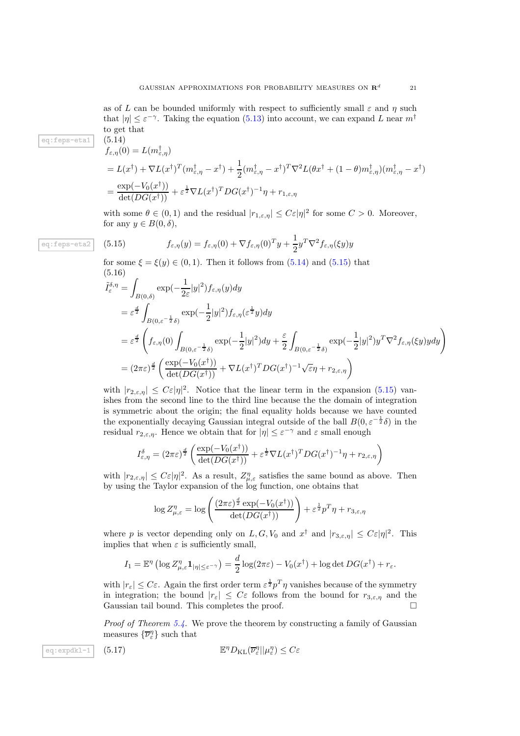as of $L$ can be bounded uniformly with respect to sufficiently small $\varepsilon$ and $\eta$ such that $|\eta| \leq \varepsilon^{-\gamma}$. Taking the equation (5.13) into account, we can expand $L$ near $m^\dagger$ to get that

$$
\begin{aligned}
f_{\varepsilon,\eta}(0) &= L(m^\dagger_{\varepsilon,\eta}) \\
&= L(x^\dagger) + \nabla L(x^\dagger)^T(m^\dagger_{\varepsilon,\eta} - x^\dagger) + \frac{1}{2}(m^\dagger_{\varepsilon,\eta} - x^\dagger)^T \nabla^2 L(\theta x^\dagger + (1-\theta)m^\dagger_{\varepsilon,\eta})(m^\dagger_{\varepsilon,\eta} - x^\dagger) \\
&= \frac{\exp(-V_0(x^\dagger))}{\det(DG(x^\dagger))} + \varepsilon^{\frac{1}{2}} \nabla L(x^\dagger)^T DG(x^\dagger)^{-1}\eta + r_{1,\varepsilon,\eta}
\end{aligned}
\tag{5.14}
$$

with some $\theta \in (0,1)$ and the residual $|r_{1,\varepsilon,\eta}| \leq C\varepsilon|\eta|^2$ for some $C > 0$. Moreover, for any $y \in B(0,\delta)$,

$$
f_{\varepsilon,\eta}(y) = f_{\varepsilon,\eta}(0) + \nabla f_{\varepsilon,\eta}(0)^T y + \frac{1}{2} y^T \nabla^2 f_{\varepsilon,\eta}(\xi y) y \tag{5.15}
$$

for some $\xi = \xi(y) \in (0,1)$. Then it follows from (5.14) and (5.15) that

$$
\begin{aligned}
\tilde{I}^{\delta,\eta}_\varepsilon &= \int_{B(0,\delta)} \exp(-\frac{1}{2\varepsilon}|y|^2) f_{\varepsilon,\eta}(y) dy \\
&= \varepsilon^{\frac{d}{2}} \int_{B(0,\varepsilon^{-\frac{1}{2}}\delta)} \exp(-\frac{1}{2}|y|^2) f_{\varepsilon,\eta}(\varepsilon^{\frac{1}{2}} y) dy \\
&= \varepsilon^{\frac{d}{2}} \left( f_{\varepsilon,\eta}(0) \int_{B(0,\varepsilon^{-\frac{1}{2}}\delta)} \exp(-\frac{1}{2}|y|^2) dy + \frac{\varepsilon}{2} \int_{B(0,\varepsilon^{-\frac{1}{2}}\delta)} \exp(-\frac{1}{2}|y|^2) y^T \nabla^2 f_{\varepsilon,\eta}(\xi y) y dy \right) \\
&= (2\pi\varepsilon)^{\frac{d}{2}} \left( \frac{\exp(-V_0(x^\dagger))}{\det(DG(x^\dagger))} + \nabla L(x^\dagger)^T DG(x^\dagger)^{-1} \sqrt{\varepsilon}\eta + r_{2,\varepsilon,\eta} \right)
\end{aligned}
\tag{5.16}
$$

with $|r_{2,\varepsilon,\eta}| \leq C\varepsilon|\eta|^2$. Notice that the linear term in the expansion (5.15) vanishes from the second line to the third line because the the domain of integration is symmetric about the origin; the final equality holds because we have counted the exponentially decaying Gaussian integral outside of the ball $B(0,\varepsilon^{-\frac{1}{2}}\delta)$ in the residual $r_{2,\varepsilon,\eta}$. Hence we obtain that for $|\eta| \leq \varepsilon^{-\gamma}$ and $\varepsilon$ small enough

$$
I^\delta_{\varepsilon,\eta} = (2\pi\varepsilon)^{\frac{d}{2}} \left( \frac{\exp(-V_0(x^\dagger))}{\det(DG(x^\dagger))} + \varepsilon^{\frac{1}{2}} \nabla L(x^\dagger)^T DG(x^\dagger)^{-1}\eta + r_{2,\varepsilon,\eta} \right)
$$

with $|r_{2,\varepsilon,\eta}| \leq C\varepsilon|\eta|^2$. As a result, $Z^\eta_{\mu,\varepsilon}$ satisfies the same bound as above. Then by using the Taylor expansion of the log function, one obtains that

$$
\log Z^\eta_{\mu,\varepsilon} = \log \left( \frac{(2\pi\varepsilon)^{\frac{d}{2}} \exp(-V_0(x^\dagger))}{\det(DG(x^\dagger))} \right) + \varepsilon^{\frac{1}{2}} p^T \eta + r_{3,\varepsilon,\eta}
$$

where $p$ is vector depending only on $L, G, V_0$ and $x^\dagger$ and $|r_{3,\varepsilon,\eta}| \leq C\varepsilon|\eta|^2$. This implies that when $\varepsilon$ is sufficiently small,

$$
I_1 = \mathbb{E}^\eta \left( \log Z^\eta_{\mu,\varepsilon} \mathbf{1}_{|\eta| \leq \varepsilon^{-\gamma}} \right) = \frac{d}{2} \log(2\pi\varepsilon) - V_0(x^\dagger) + \log \det DG(x^\dagger) + r_\varepsilon.
$$

with $|r_\varepsilon| \leq C\varepsilon$. Again the first order term $\varepsilon^{\frac{1}{2}} p^T \eta$ vanishes because of the symmetry in integration; the bound $|r_\varepsilon| \leq C\varepsilon$ follows from the bound for $r_{3,\varepsilon,\eta}$ and the Gaussian tail bound. This completes the proof. □

*Proof of Theorem 5.4.* We prove the theorem by constructing a family of Gaussian measures $\{\overline{\nu}^\eta_\varepsilon\}$ such that

$$
\mathbb{E}^\eta D_{\mathrm{KL}}(\overline{\nu}^\eta_\varepsilon || \mu^\eta_\varepsilon) \leq C\varepsilon \tag{5.17}
$$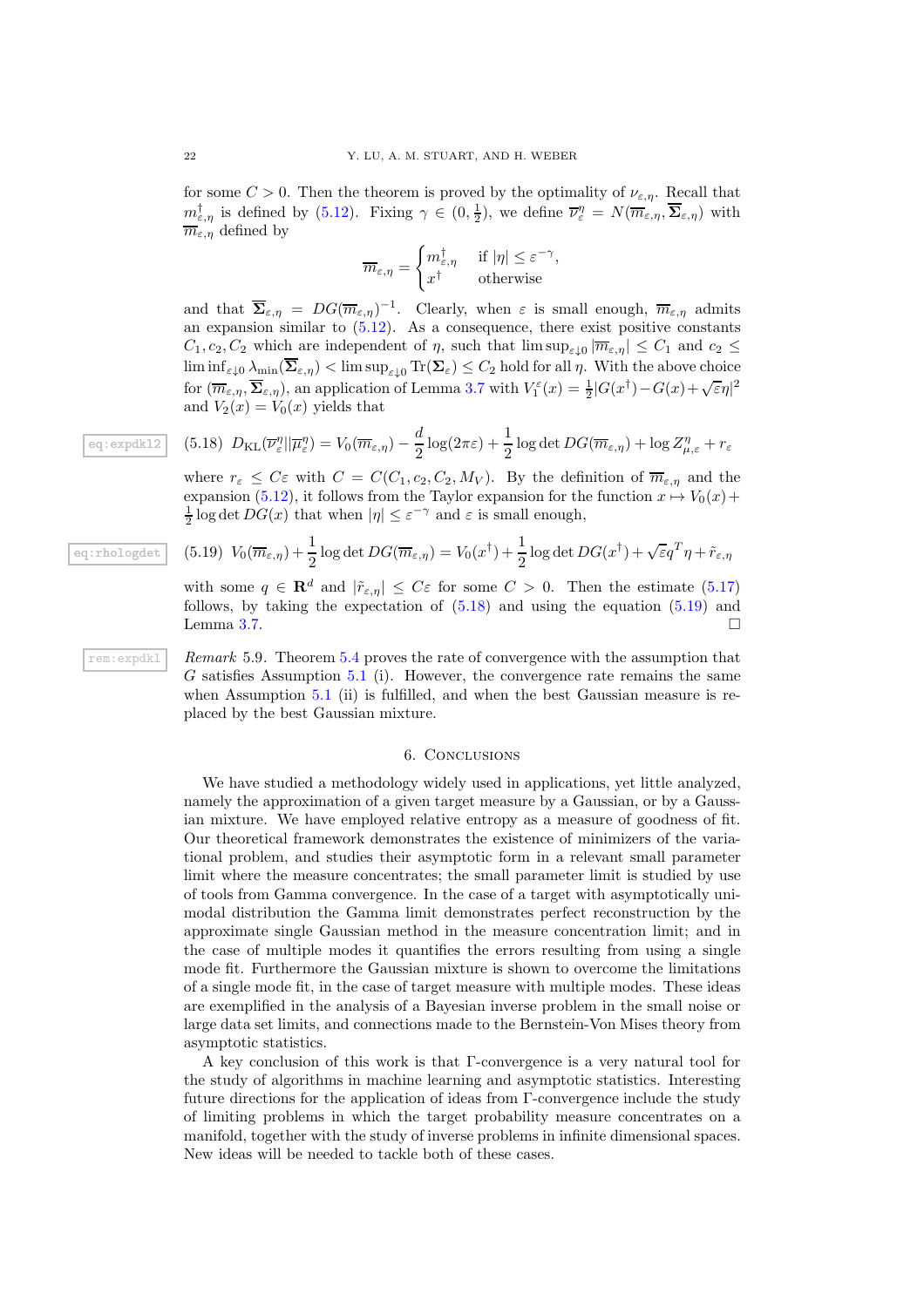for some $C > 0$. Then the theorem is proved by the optimality of $\nu_{\varepsilon,\eta}$. Recall that $m^\dagger_{\varepsilon,\eta}$ is defined by (5.12). Fixing $\gamma \in (0, \frac{1}{2})$, we define $\overline{\nu}^\eta_\varepsilon = N(\overline{m}_{\varepsilon,\eta}, \overline{\mathbf{\Sigma}}_{\varepsilon,\eta})$ with $\overline{m}_{\varepsilon,\eta}$ defined by

$$
\overline{m}_{\varepsilon,\eta} = \begin{cases} m^\dagger_{\varepsilon,\eta} & \text{if } |\eta| \leq \varepsilon^{-\gamma}, \\ x^\dagger & \text{otherwise} \end{cases}
$$

and that $\overline{\mathbf{\Sigma}}_{\varepsilon,\eta} = DG(\overline{m}_{\varepsilon,\eta})^{-1}$. Clearly, when $\varepsilon$ is small enough, $\overline{m}_{\varepsilon,\eta}$ admits an expansion similar to (5.12). As a consequence, there exist positive constants $C_1, c_2, C_2$ which are independent of $\eta$, such that $\limsup_{\varepsilon\downarrow 0} |\overline{m}_{\varepsilon,\eta}| \leq C_1$ and $c_2 \leq \liminf_{\varepsilon\downarrow 0} \lambda_{\min}(\overline{\mathbf{\Sigma}}_{\varepsilon,\eta}) < \limsup_{\varepsilon\downarrow 0} \mathrm{Tr}(\mathbf{\Sigma}_\varepsilon) \leq C_2$ hold for all $\eta$. With the above choice for $(\overline{m}_{\varepsilon,\eta}, \overline{\mathbf{\Sigma}}_{\varepsilon,\eta})$, an application of Lemma 3.7 with $V_1^\varepsilon(x) = \frac{1}{2}|G(x^\dagger) - G(x) + \sqrt{\varepsilon}\eta|^2$ and $V_2(x) = V_0(x)$ yields that

$$
D_{\mathrm{KL}}(\overline{\nu}^\eta_\varepsilon || \overline{\mu}^\eta_\varepsilon) = V_0(\overline{m}_{\varepsilon,\eta}) - \frac{d}{2}\log(2\pi\varepsilon) + \frac{1}{2}\log\det DG(\overline{m}_{\varepsilon,\eta}) + \log Z^\eta_{\mu,\varepsilon} + r_\varepsilon \tag{5.18}
$$

where $r_\varepsilon \leq C\varepsilon$ with $C = C(C_1, c_2, C_2, M_V)$. By the definition of $\overline{m}_{\varepsilon,\eta}$ and the expansion (5.12), it follows from the Taylor expansion for the function $x \mapsto V_0(x) + \frac{1}{2}\log\det DG(x)$ that when $|\eta| \leq \varepsilon^{-\gamma}$ and $\varepsilon$ is small enough,

$$
V_0(\overline{m}_{\varepsilon,\eta}) + \frac{1}{2}\log\det DG(\overline{m}_{\varepsilon,\eta}) = V_0(x^\dagger) + \frac{1}{2}\log\det DG(x^\dagger) + \sqrt{\varepsilon} q^T\eta + \tilde{r}_{\varepsilon,\eta} \tag{5.19}
$$

with some $q \in \mathbf{R}^d$ and $|\tilde{r}_{\varepsilon,\eta}| \leq C\varepsilon$ for some $C > 0$. Then the estimate (5.17) follows, by taking the expectation of (5.18) and using the equation (5.19) and Lemma 3.7. ☐

*Remark* 5.9. Theorem 5.4 proves the rate of convergence with the assumption that $G$ satisfies Assumption 5.1 (i). However, the convergence rate remains the same when Assumption 5.1 (ii) is fulfilled, and when the best Gaussian measure is replaced by the best Gaussian mixture.

## 6. Conclusions

We have studied a methodology widely used in applications, yet little analyzed, namely the approximation of a given target measure by a Gaussian, or by a Gaussian mixture. We have employed relative entropy as a measure of goodness of fit. Our theoretical framework demonstrates the existence of minimizers of the variational problem, and studies their asymptotic form in a relevant small parameter limit where the measure concentrates; the small parameter limit is studied by use of tools from Gamma convergence. In the case of a target with asymptotically unimodal distribution the Gamma limit demonstrates perfect reconstruction by the approximate single Gaussian method in the measure concentration limit; and in the case of multiple modes it quantifies the errors resulting from using a single mode fit. Furthermore the Gaussian mixture is shown to overcome the limitations of a single mode fit, in the case of target measure with multiple modes. These ideas are exemplified in the analysis of a Bayesian inverse problem in the small noise or large data set limits, and connections made to the Bernstein-Von Mises theory from asymptotic statistics.

A key conclusion of this work is that $\Gamma$-convergence is a very natural tool for the study of algorithms in machine learning and asymptotic statistics. Interesting future directions for the application of ideas from $\Gamma$-convergence include the study of limiting problems in which the target probability measure concentrates on a manifold, together with the study of inverse problems in infinite dimensional spaces. New ideas will be needed to tackle both of these cases.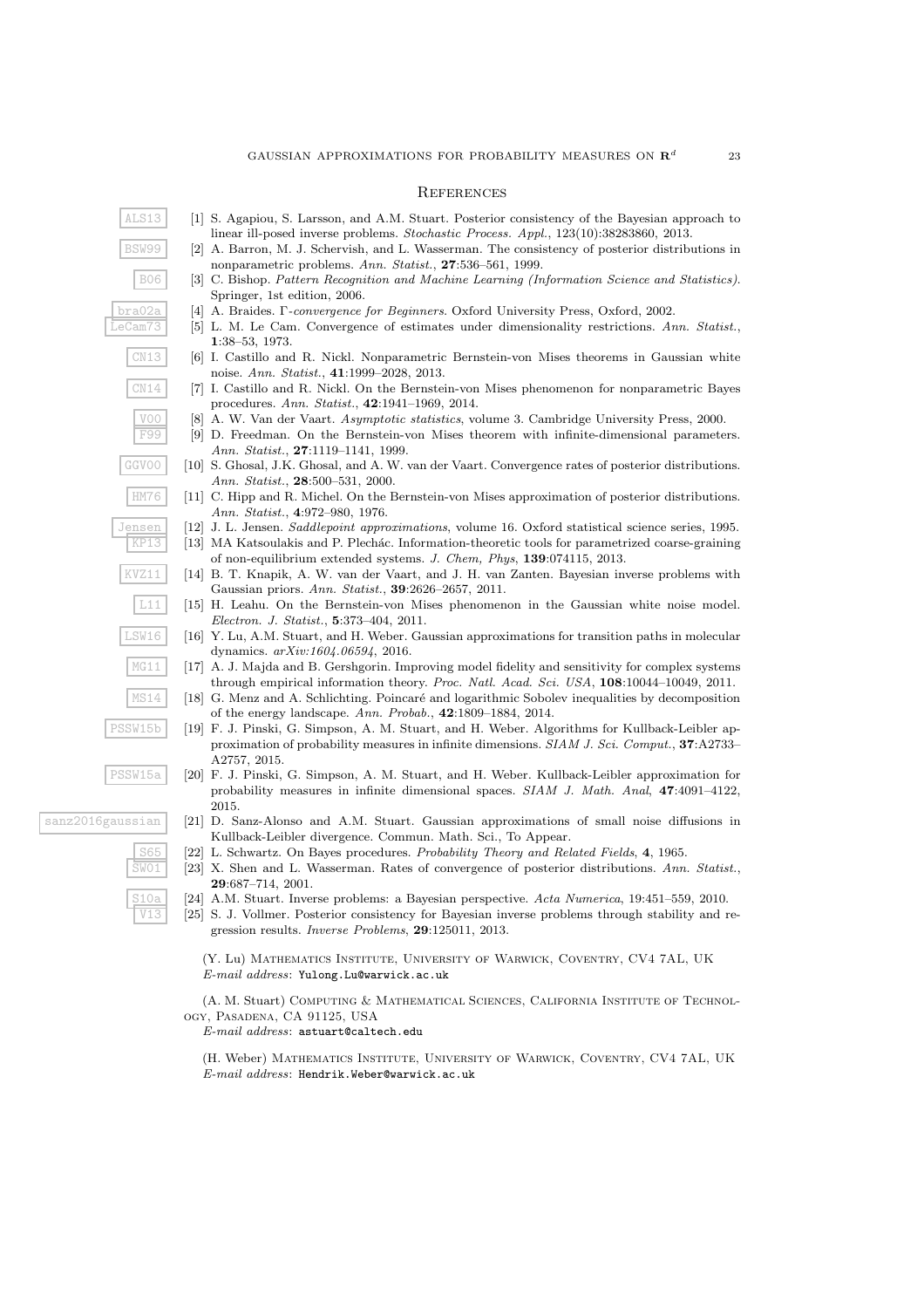## References

- [1] S. Agapiou, S. Larsson, and A.M. Stuart. Posterior consistency of the Bayesian approach to linear ill-posed inverse problems. *Stochastic Process. Appl.*, 123(10):38283860, 2013.
- [2] A. Barron, M. J. Schervish, and L. Wasserman. The consistency of posterior distributions in nonparametric problems. *Ann. Statist.*, **27**:536–561, 1999.
- [3] C. Bishop. *Pattern Recognition and Machine Learning (Information Science and Statistics)*. Springer, 1st edition, 2006.
- [4] A. Braides. Γ*-convergence for Beginners*. Oxford University Press, Oxford, 2002.
- [5] L. M. Le Cam. Convergence of estimates under dimensionality restrictions. *Ann. Statist.*, **1**:38–53, 1973.
- [6] I. Castillo and R. Nickl. Nonparametric Bernstein-von Mises theorems in Gaussian white noise. *Ann. Statist.*, **41**:1999–2028, 2013.
- [7] I. Castillo and R. Nickl. On the Bernstein-von Mises phenomenon for nonparametric Bayes procedures. *Ann. Statist.*, **42**:1941–1969, 2014.
- [8] A. W. Van der Vaart. *Asymptotic statistics*, volume 3. Cambridge University Press, 2000.
- [9] D. Freedman. On the Bernstein-von Mises theorem with infinite-dimensional parameters. *Ann. Statist.*, **27**:1119–1141, 1999.
- [10] S. Ghosal, J.K. Ghosal, and A. W. van der Vaart. Convergence rates of posterior distributions. *Ann. Statist.*, **28**:500–531, 2000.
- [11] C. Hipp and R. Michel. On the Bernstein-von Mises approximation of posterior distributions. *Ann. Statist.*, **4**:972–980, 1976.
- [12] J. L. Jensen. *Saddlepoint approximations*, volume 16. Oxford statistical science series, 1995.
- [13] MA Katsoulakis and P. Plechác. Information-theoretic tools for parametrized coarse-graining of non-equilibrium extended systems. *J. Chem, Phys*, **139**:074115, 2013.
- [14] B. T. Knapik, A. W. van der Vaart, and J. H. van Zanten. Bayesian inverse problems with Gaussian priors. *Ann. Statist.*, **39**:2626–2657, 2011.
- [15] H. Leahu. On the Bernstein-von Mises phenomenon in the Gaussian white noise model. *Electron. J. Statist.*, **5**:373–404, 2011.
- [16] Y. Lu, A.M. Stuart, and H. Weber. Gaussian approximations for transition paths in molecular dynamics. *arXiv:1604.06594*, 2016.
- [17] A. J. Majda and B. Gershgorin. Improving model fidelity and sensitivity for complex systems through empirical information theory. *Proc. Natl. Acad. Sci. USA*, **108**:10044–10049, 2011.
- [18] G. Menz and A. Schlichting. Poincaré and logarithmic Sobolev inequalities by decomposition of the energy landscape. *Ann. Probab.*, **42**:1809–1884, 2014.
- [19] F. J. Pinski, G. Simpson, A. M. Stuart, and H. Weber. Algorithms for Kullback-Leibler approximation of probability measures in infinite dimensions. *SIAM J. Sci. Comput.*, **37**:A2733–A2757, 2015.
- [20] F. J. Pinski, G. Simpson, A. M. Stuart, and H. Weber. Kullback-Leibler approximation for probability measures in infinite dimensional spaces. *SIAM J. Math. Anal*, **47**:4091–4122, 2015.
- [21] D. Sanz-Alonso and A.M. Stuart. Gaussian approximations of small noise diffusions in Kullback-Leibler divergence. Commun. Math. Sci., To Appear.
- [22] L. Schwartz. On Bayes procedures. *Probability Theory and Related Fields*, **4**, 1965.
- [23] X. Shen and L. Wasserman. Rates of convergence of posterior distributions. *Ann. Statist.*, **29**:687–714, 2001.
- [24] A.M. Stuart. Inverse problems: a Bayesian perspective. *Acta Numerica*, 19:451–559, 2010.
- [25] S. J. Vollmer. Posterior consistency for Bayesian inverse problems through stability and regression results. *Inverse Problems*, **29**:125011, 2013.

(Y. Lu) Mathematics Institute, University of Warwick, Coventry, CV4 7AL, UK
*E-mail address*: Yulong.Lu@warwick.ac.uk

(A. M. Stuart) Computing & Mathematical Sciences, California Institute of Technology, Pasadena, CA 91125, USA
*E-mail address*: astuart@caltech.edu

(H. Weber) Mathematics Institute, University of Warwick, Coventry, CV4 7AL, UK
*E-mail address*: Hendrik.Weber@warwick.ac.uk